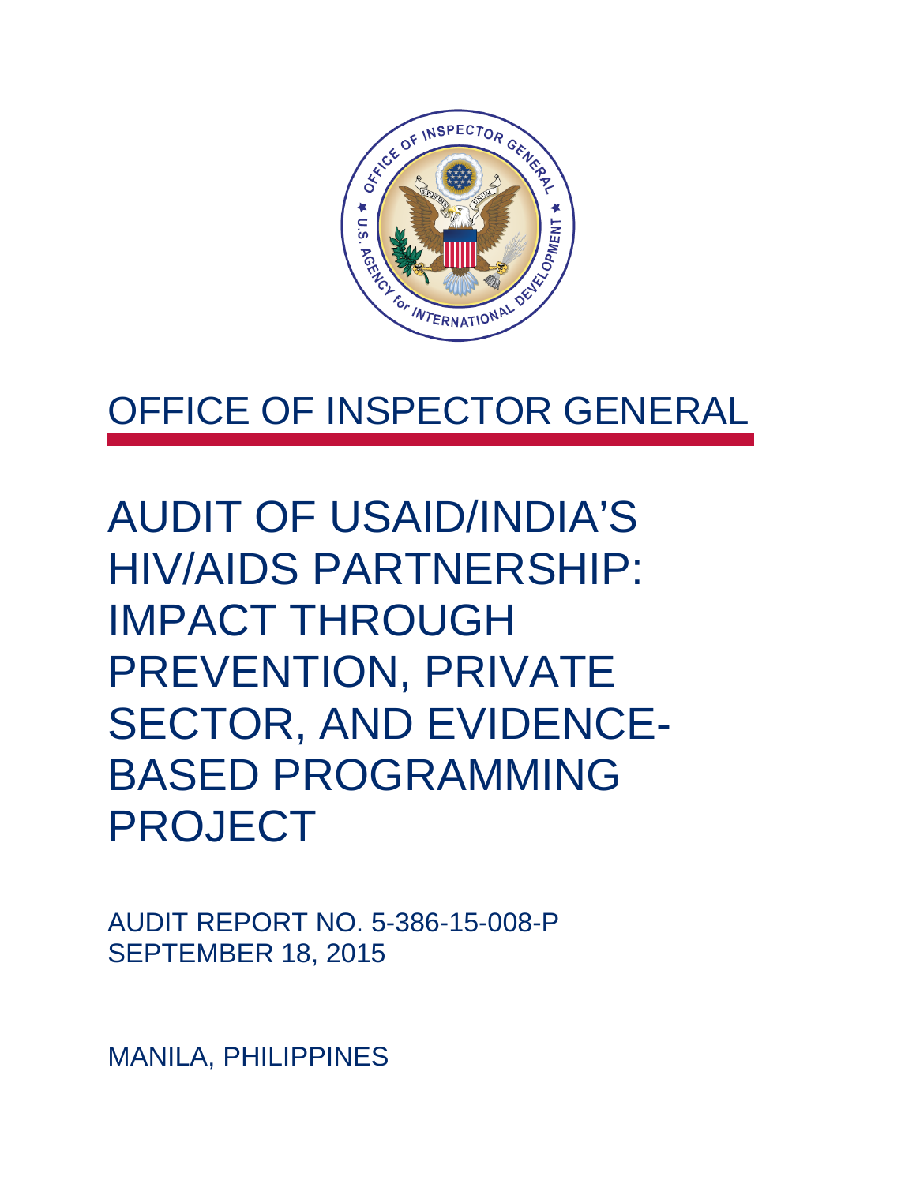# OFFICE OF INSPECTOR GENERAL

# AUDIT OF USAID/INDIA'S HIV/AIDS PARTNERSHIP: IMPACT THROUGH PREVENTION, PRIVATE SECTOR, AND EVIDENCE-BASED PROGRAMMING PROJECT

AUDIT REPORT NO. 5-386-15-008-P
SEPTEMBER 18, 2015

MANILA, PHILIPPINES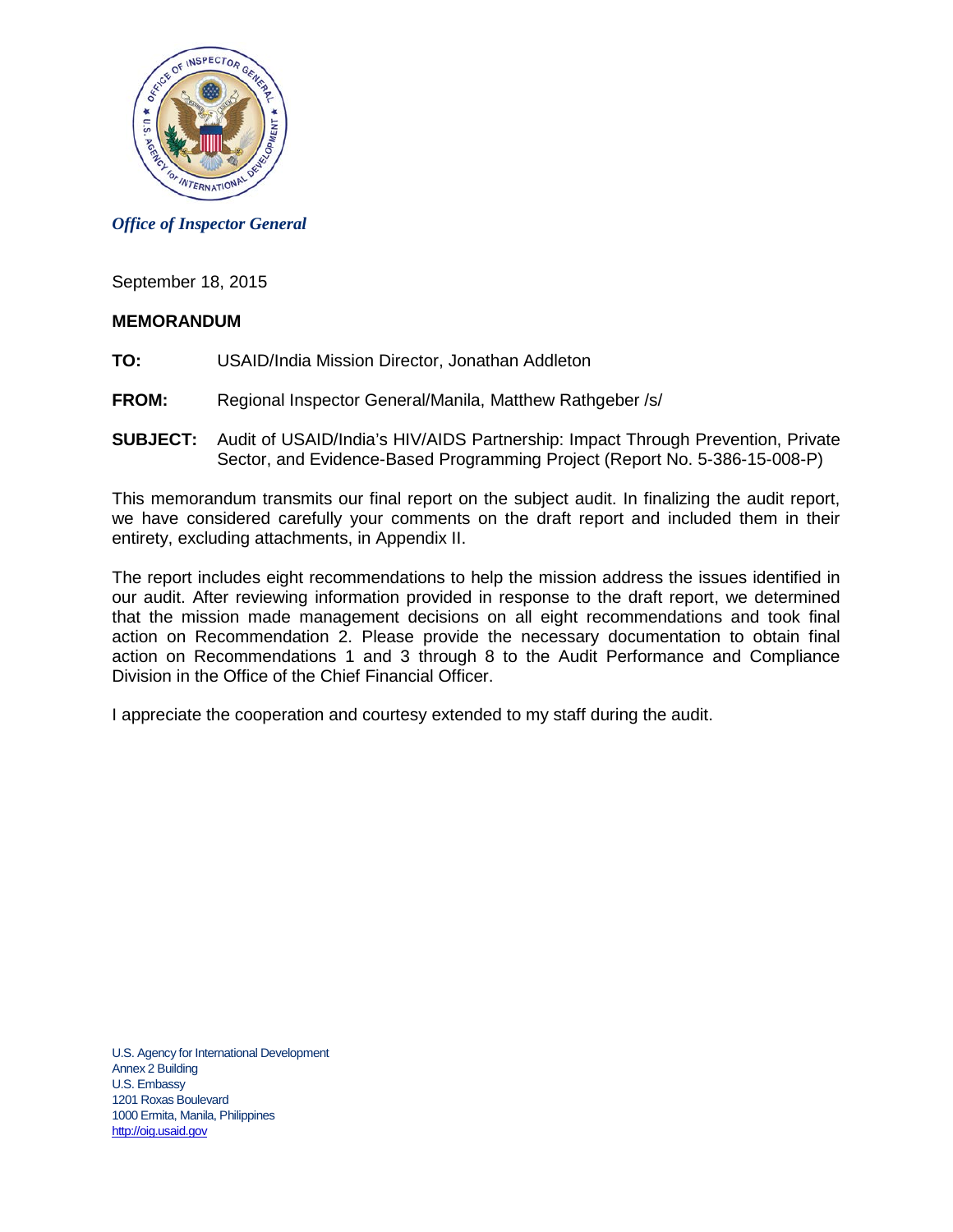*Office of Inspector General*

September 18, 2015

**MEMORANDUM**

**TO:** USAID/India Mission Director, Jonathan Addleton

**FROM:** Regional Inspector General/Manila, Matthew Rathgeber /s/

**SUBJECT:** Audit of USAID/India's HIV/AIDS Partnership: Impact Through Prevention, Private Sector, and Evidence-Based Programming Project (Report No. 5-386-15-008-P)

This memorandum transmits our final report on the subject audit. In finalizing the audit report, we have considered carefully your comments on the draft report and included them in their entirety, excluding attachments, in Appendix II.

The report includes eight recommendations to help the mission address the issues identified in our audit. After reviewing information provided in response to the draft report, we determined that the mission made management decisions on all eight recommendations and took final action on Recommendation 2. Please provide the necessary documentation to obtain final action on Recommendations 1 and 3 through 8 to the Audit Performance and Compliance Division in the Office of the Chief Financial Officer.

I appreciate the cooperation and courtesy extended to my staff during the audit.

U.S. Agency for International Development
Annex 2 Building
U.S. Embassy
1201 Roxas Boulevard
1000 Ermita, Manila, Philippines
http://oig.usaid.gov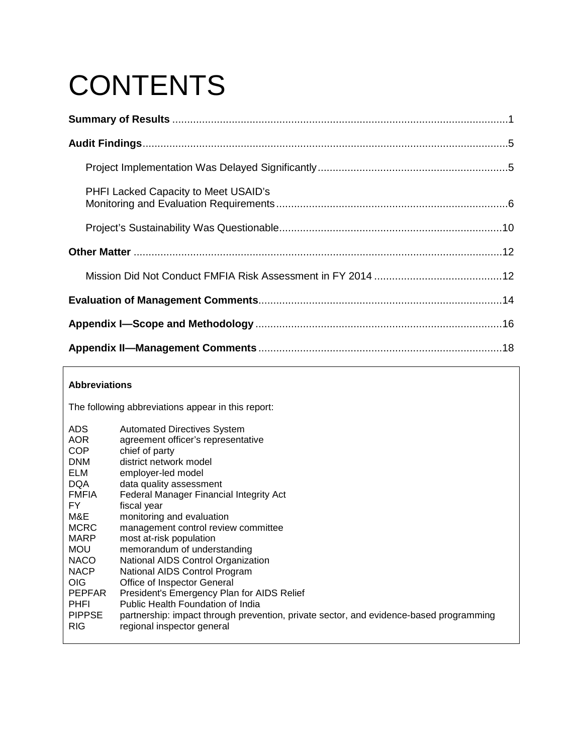# CONTENTS

**Summary of Results** ................................................................................................................1

**Audit Findings**..........................................................................................................................5

Project Implementation Was Delayed Significantly................................................................5

PHFI Lacked Capacity to Meet USAID's Monitoring and Evaluation Requirements..............................................................................6

Project's Sustainability Was Questionable..........................................................................10

**Other Matter** ...........................................................................................................................12

Mission Did Not Conduct FMFIA Risk Assessment in FY 2014 ...........................................12

**Evaluation of Management Comments**.................................................................................14

**Appendix I—Scope and Methodology** ..................................................................................16

**Appendix II—Management Comments** .................................................................................18

**Abbreviations**

The following abbreviations appear in this report:

| | |
|---|---|
| ADS | Automated Directives System |
| AOR | agreement officer's representative |
| COP | chief of party |
| DNM | district network model |
| ELM | employer-led model |
| DQA | data quality assessment |
| FMFIA | Federal Manager Financial Integrity Act |
| FY | fiscal year |
| M&E | monitoring and evaluation |
| MCRC | management control review committee |
| MARP | most at-risk population |
| MOU | memorandum of understanding |
| NACO | National AIDS Control Organization |
| NACP | National AIDS Control Program |
| OIG | Office of Inspector General |
| PEPFAR | President's Emergency Plan for AIDS Relief |
| PHFI | Public Health Foundation of India |
| PIPPSE | partnership: impact through prevention, private sector, and evidence-based programming |
| RIG | regional inspector general |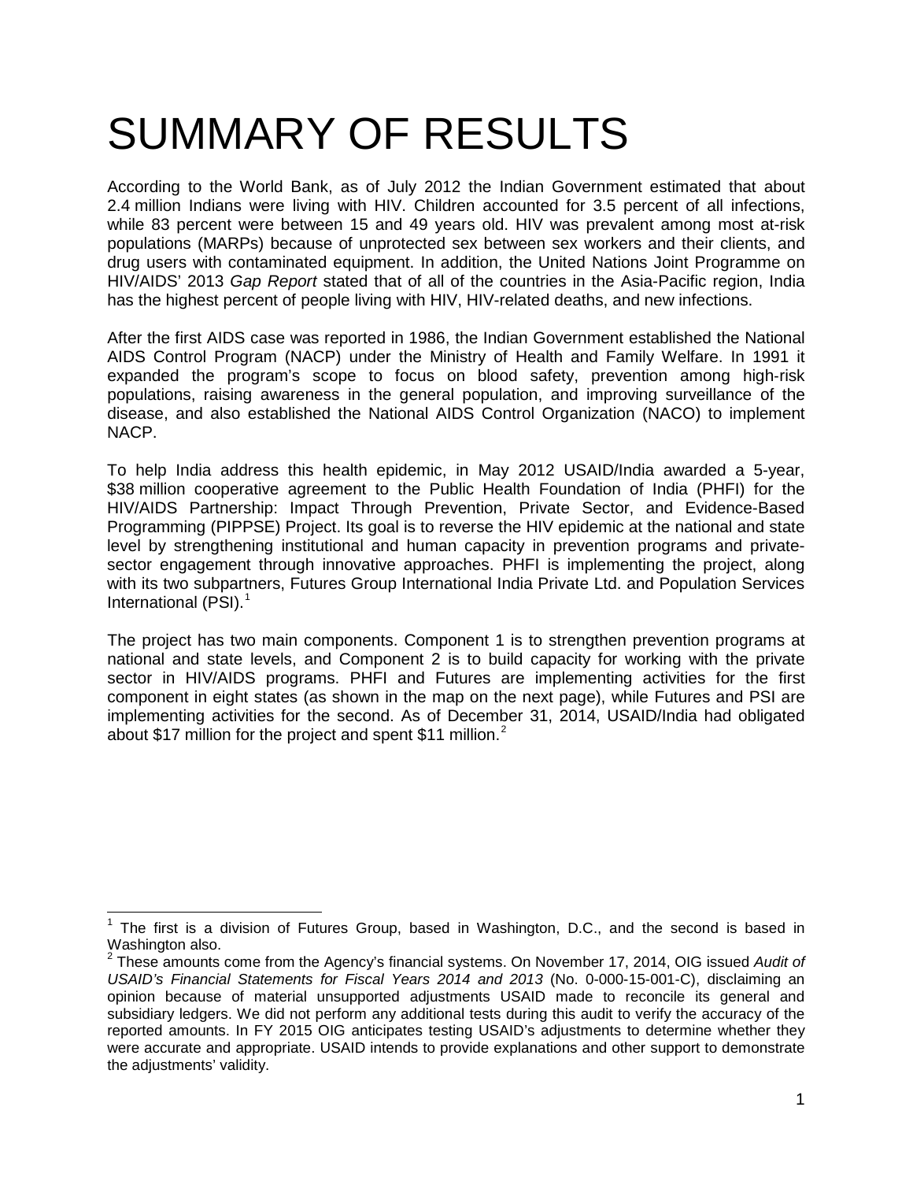# SUMMARY OF RESULTS

According to the World Bank, as of July 2012 the Indian Government estimated that about 2.4 million Indians were living with HIV. Children accounted for 3.5 percent of all infections, while 83 percent were between 15 and 49 years old. HIV was prevalent among most at-risk populations (MARPs) because of unprotected sex between sex workers and their clients, and drug users with contaminated equipment. In addition, the United Nations Joint Programme on HIV/AIDS' 2013 *Gap Report* stated that of all of the countries in the Asia-Pacific region, India has the highest percent of people living with HIV, HIV-related deaths, and new infections.

After the first AIDS case was reported in 1986, the Indian Government established the National AIDS Control Program (NACP) under the Ministry of Health and Family Welfare. In 1991 it expanded the program's scope to focus on blood safety, prevention among high-risk populations, raising awareness in the general population, and improving surveillance of the disease, and also established the National AIDS Control Organization (NACO) to implement NACP.

To help India address this health epidemic, in May 2012 USAID/India awarded a 5-year, $38 million cooperative agreement to the Public Health Foundation of India (PHFI) for the HIV/AIDS Partnership: Impact Through Prevention, Private Sector, and Evidence-Based Programming (PIPPSE) Project. Its goal is to reverse the HIV epidemic at the national and state level by strengthening institutional and human capacity in prevention programs and private-sector engagement through innovative approaches. PHFI is implementing the project, along with its two subpartners, Futures Group International India Private Ltd. and Population Services International (PSI).[1]

The project has two main components. Component 1 is to strengthen prevention programs at national and state levels, and Component 2 is to build capacity for working with the private sector in HIV/AIDS programs. PHFI and Futures are implementing activities for the first component in eight states (as shown in the map on the next page), while Futures and PSI are implementing activities for the second. As of December 31, 2014, USAID/India had obligated about $17 million for the project and spent $11 million.[2]

---

[1] The first is a division of Futures Group, based in Washington, D.C., and the second is based in Washington also.

[2] These amounts come from the Agency's financial systems. On November 17, 2014, OIG issued *Audit of USAID's Financial Statements for Fiscal Years 2014 and 2013* (No. 0-000-15-001-C), disclaiming an opinion because of material unsupported adjustments USAID made to reconcile its general and subsidiary ledgers. We did not perform any additional tests during this audit to verify the accuracy of the reported amounts. In FY 2015 OIG anticipates testing USAID's adjustments to determine whether they were accurate and appropriate. USAID intends to provide explanations and other support to demonstrate the adjustments' validity.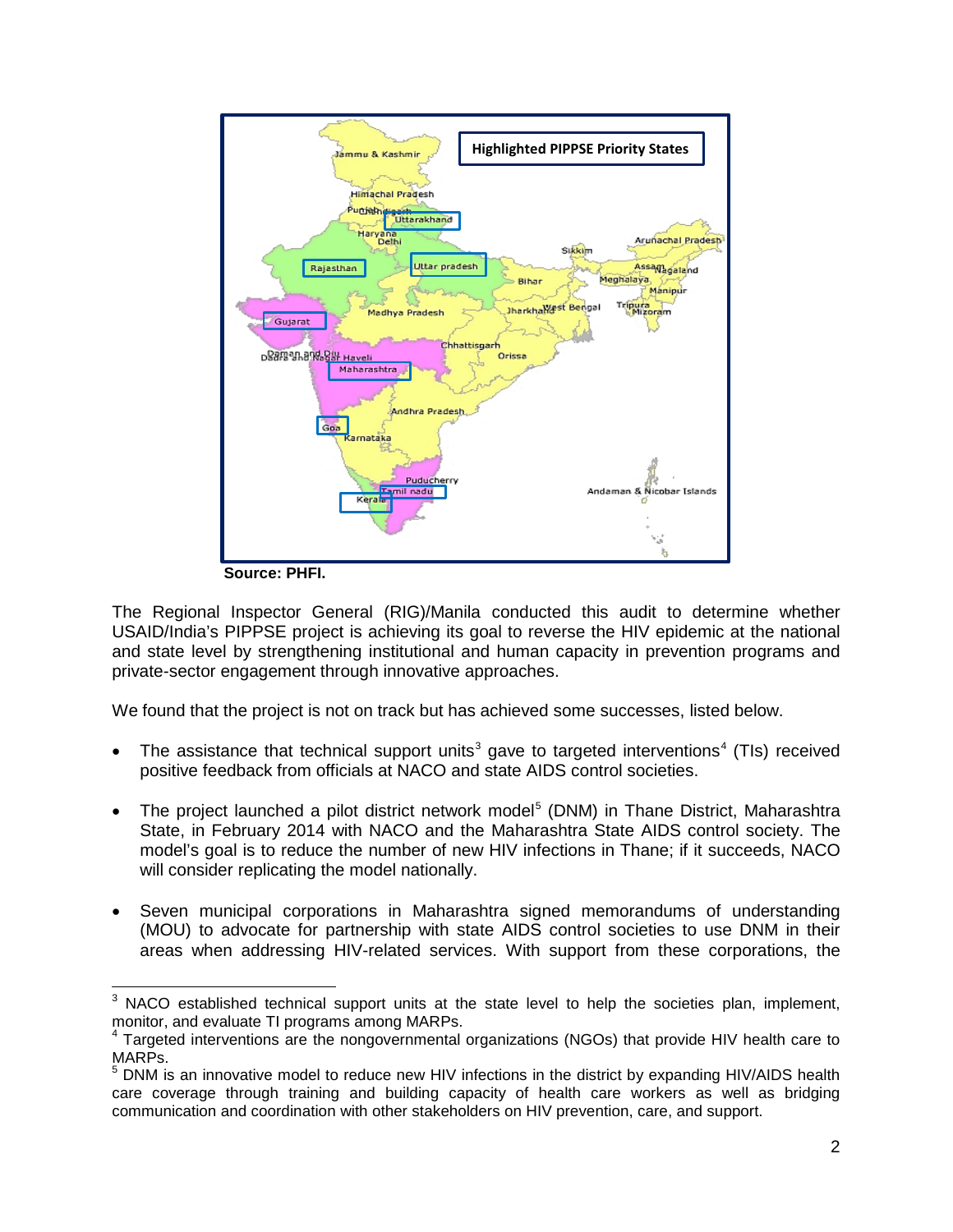Highlighted PIPPSE Priority States

Source: PHFI.

The Regional Inspector General (RIG)/Manila conducted this audit to determine whether USAID/India's PIPPSE project is achieving its goal to reverse the HIV epidemic at the national and state level by strengthening institutional and human capacity in prevention programs and private-sector engagement through innovative approaches.

We found that the project is not on track but has achieved some successes, listed below.

- The assistance that technical support units[3] gave to targeted interventions[4] (TIs) received positive feedback from officials at NACO and state AIDS control societies.

- The project launched a pilot district network model[5] (DNM) in Thane District, Maharashtra State, in February 2014 with NACO and the Maharashtra State AIDS control society. The model's goal is to reduce the number of new HIV infections in Thane; if it succeeds, NACO will consider replicating the model nationally.

- Seven municipal corporations in Maharashtra signed memorandums of understanding (MOU) to advocate for partnership with state AIDS control societies to use DNM in their areas when addressing HIV-related services. With support from these corporations, the

---

[3] NACO established technical support units at the state level to help the societies plan, implement, monitor, and evaluate TI programs among MARPs.

[4] Targeted interventions are the nongovernmental organizations (NGOs) that provide HIV health care to MARPs.

[5] DNM is an innovative model to reduce new HIV infections in the district by expanding HIV/AIDS health care coverage through training and building capacity of health care workers as well as bridging communication and coordination with other stakeholders on HIV prevention, care, and support.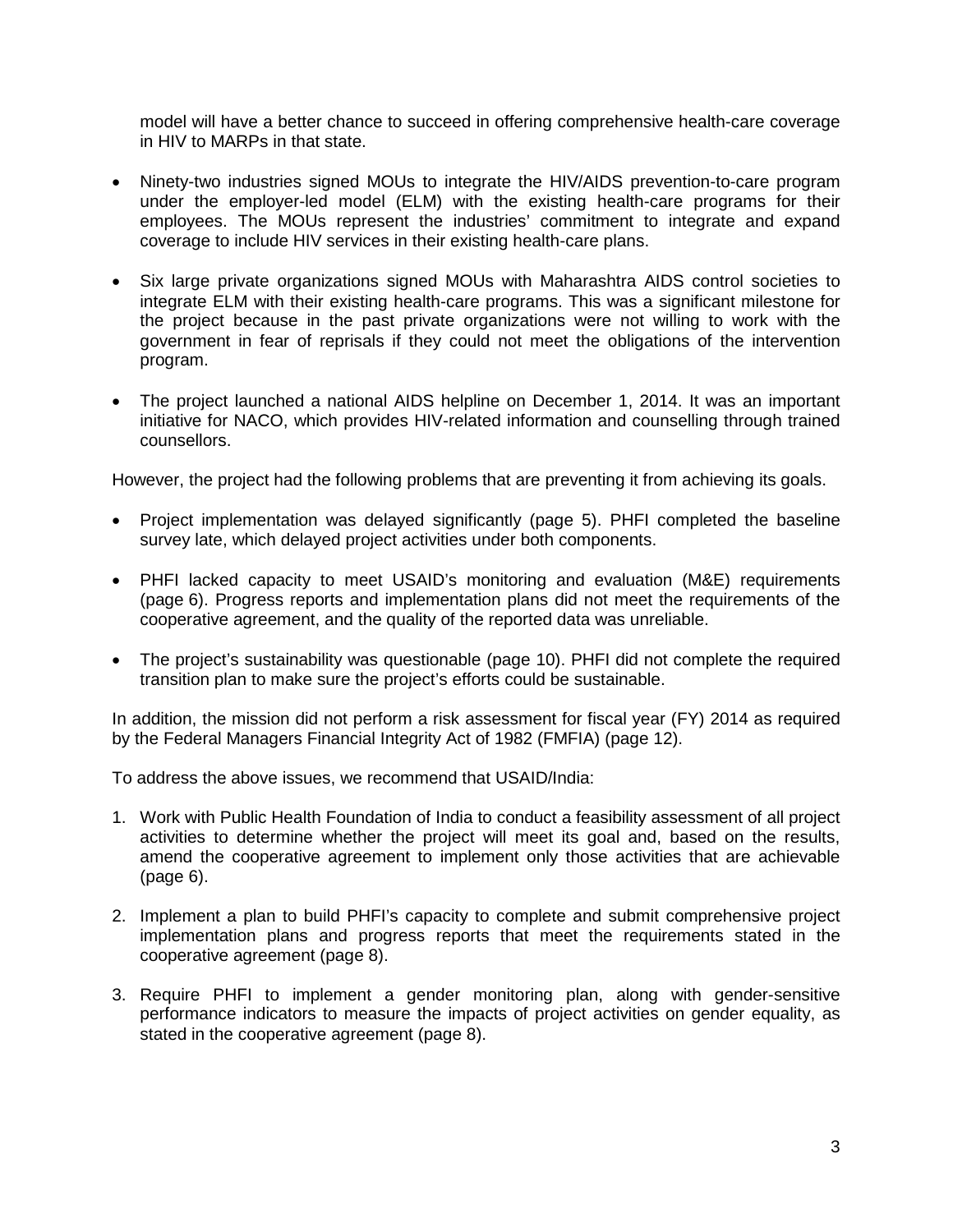model will have a better chance to succeed in offering comprehensive health-care coverage in HIV to MARPs in that state.

- Ninety-two industries signed MOUs to integrate the HIV/AIDS prevention-to-care program under the employer-led model (ELM) with the existing health-care programs for their employees. The MOUs represent the industries' commitment to integrate and expand coverage to include HIV services in their existing health-care plans.

- Six large private organizations signed MOUs with Maharashtra AIDS control societies to integrate ELM with their existing health-care programs. This was a significant milestone for the project because in the past private organizations were not willing to work with the government in fear of reprisals if they could not meet the obligations of the intervention program.

- The project launched a national AIDS helpline on December 1, 2014. It was an important initiative for NACO, which provides HIV-related information and counselling through trained counsellors.

However, the project had the following problems that are preventing it from achieving its goals.

- Project implementation was delayed significantly (page 5). PHFI completed the baseline survey late, which delayed project activities under both components.

- PHFI lacked capacity to meet USAID's monitoring and evaluation (M&E) requirements (page 6). Progress reports and implementation plans did not meet the requirements of the cooperative agreement, and the quality of the reported data was unreliable.

- The project's sustainability was questionable (page 10). PHFI did not complete the required transition plan to make sure the project's efforts could be sustainable.

In addition, the mission did not perform a risk assessment for fiscal year (FY) 2014 as required by the Federal Managers Financial Integrity Act of 1982 (FMFIA) (page 12).

To address the above issues, we recommend that USAID/India:

1. Work with Public Health Foundation of India to conduct a feasibility assessment of all project activities to determine whether the project will meet its goal and, based on the results, amend the cooperative agreement to implement only those activities that are achievable (page 6).

2. Implement a plan to build PHFI's capacity to complete and submit comprehensive project implementation plans and progress reports that meet the requirements stated in the cooperative agreement (page 8).

3. Require PHFI to implement a gender monitoring plan, along with gender-sensitive performance indicators to measure the impacts of project activities on gender equality, as stated in the cooperative agreement (page 8).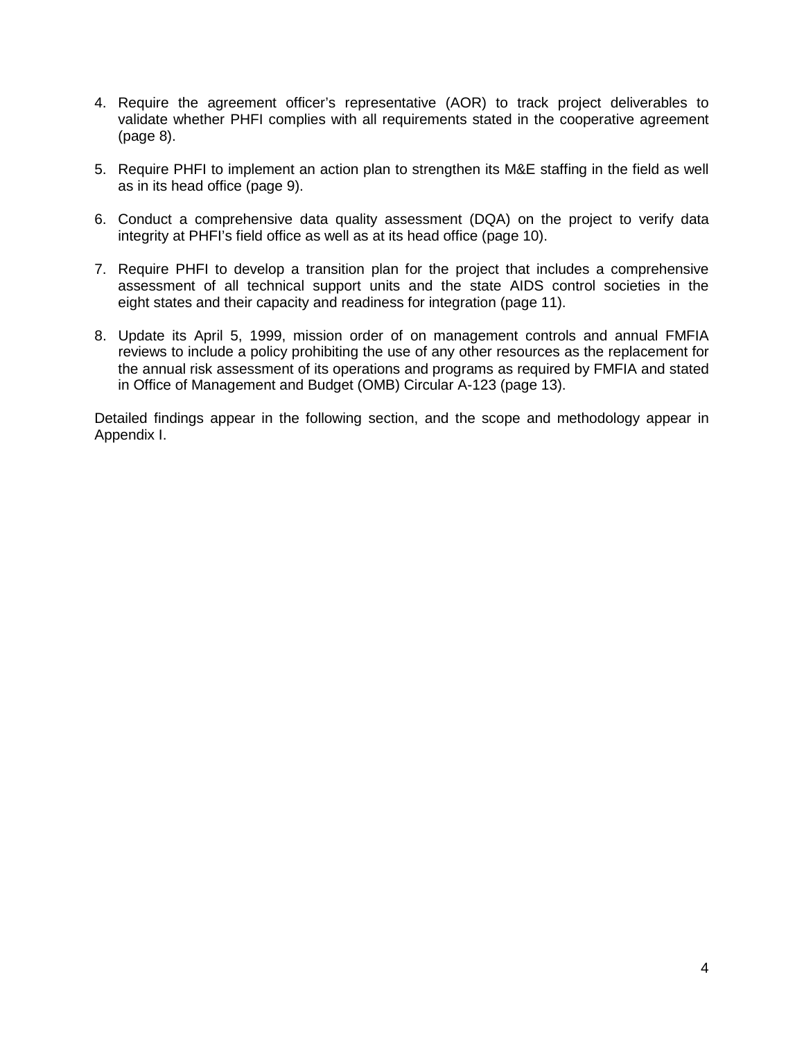4. Require the agreement officer's representative (AOR) to track project deliverables to validate whether PHFI complies with all requirements stated in the cooperative agreement (page 8).

5. Require PHFI to implement an action plan to strengthen its M&E staffing in the field as well as in its head office (page 9).

6. Conduct a comprehensive data quality assessment (DQA) on the project to verify data integrity at PHFI's field office as well as at its head office (page 10).

7. Require PHFI to develop a transition plan for the project that includes a comprehensive assessment of all technical support units and the state AIDS control societies in the eight states and their capacity and readiness for integration (page 11).

8. Update its April 5, 1999, mission order of on management controls and annual FMFIA reviews to include a policy prohibiting the use of any other resources as the replacement for the annual risk assessment of its operations and programs as required by FMFIA and stated in Office of Management and Budget (OMB) Circular A-123 (page 13).

Detailed findings appear in the following section, and the scope and methodology appear in Appendix I.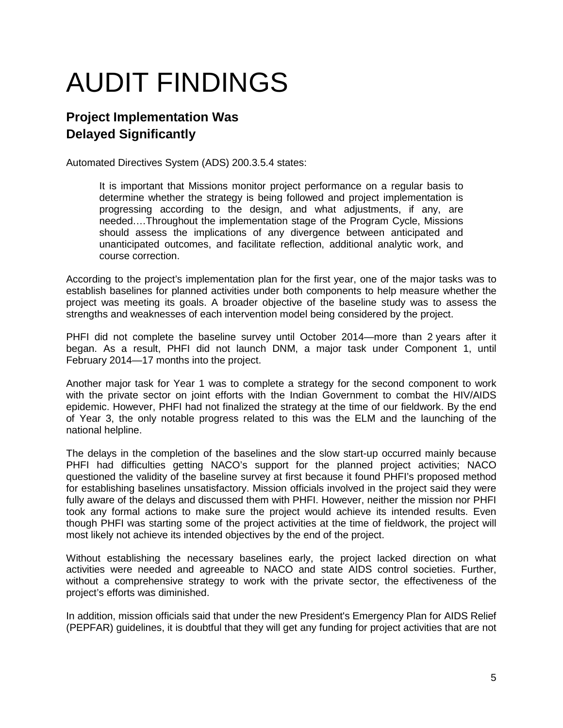# AUDIT FINDINGS

## Project Implementation Was Delayed Significantly

Automated Directives System (ADS) 200.3.5.4 states:

> It is important that Missions monitor project performance on a regular basis to determine whether the strategy is being followed and project implementation is progressing according to the design, and what adjustments, if any, are needed….Throughout the implementation stage of the Program Cycle, Missions should assess the implications of any divergence between anticipated and unanticipated outcomes, and facilitate reflection, additional analytic work, and course correction.

According to the project's implementation plan for the first year, one of the major tasks was to establish baselines for planned activities under both components to help measure whether the project was meeting its goals. A broader objective of the baseline study was to assess the strengths and weaknesses of each intervention model being considered by the project.

PHFI did not complete the baseline survey until October 2014—more than 2 years after it began. As a result, PHFI did not launch DNM, a major task under Component 1, until February 2014—17 months into the project.

Another major task for Year 1 was to complete a strategy for the second component to work with the private sector on joint efforts with the Indian Government to combat the HIV/AIDS epidemic. However, PHFI had not finalized the strategy at the time of our fieldwork. By the end of Year 3, the only notable progress related to this was the ELM and the launching of the national helpline.

The delays in the completion of the baselines and the slow start-up occurred mainly because PHFI had difficulties getting NACO's support for the planned project activities; NACO questioned the validity of the baseline survey at first because it found PHFI's proposed method for establishing baselines unsatisfactory. Mission officials involved in the project said they were fully aware of the delays and discussed them with PHFI. However, neither the mission nor PHFI took any formal actions to make sure the project would achieve its intended results. Even though PHFI was starting some of the project activities at the time of fieldwork, the project will most likely not achieve its intended objectives by the end of the project.

Without establishing the necessary baselines early, the project lacked direction on what activities were needed and agreeable to NACO and state AIDS control societies. Further, without a comprehensive strategy to work with the private sector, the effectiveness of the project's efforts was diminished.

In addition, mission officials said that under the new President's Emergency Plan for AIDS Relief (PEPFAR) guidelines, it is doubtful that they will get any funding for project activities that are not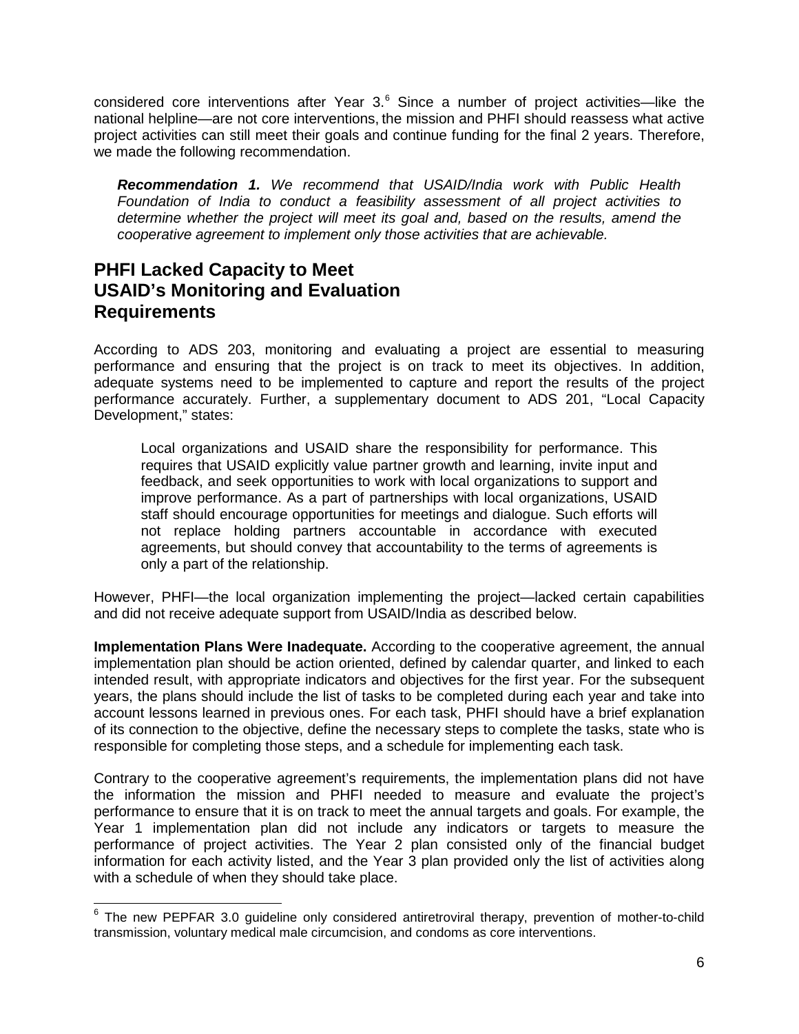considered core interventions after Year 3.[6] Since a number of project activities—like the national helpline—are not core interventions, the mission and PHFI should reassess what active project activities can still meet their goals and continue funding for the final 2 years. Therefore, we made the following recommendation.

> ***Recommendation 1.*** *We recommend that USAID/India work with Public Health Foundation of India to conduct a feasibility assessment of all project activities to determine whether the project will meet its goal and, based on the results, amend the cooperative agreement to implement only those activities that are achievable.*

## PHFI Lacked Capacity to Meet USAID's Monitoring and Evaluation Requirements

According to ADS 203, monitoring and evaluating a project are essential to measuring performance and ensuring that the project is on track to meet its objectives. In addition, adequate systems need to be implemented to capture and report the results of the project performance accurately. Further, a supplementary document to ADS 201, "Local Capacity Development," states:

> Local organizations and USAID share the responsibility for performance. This requires that USAID explicitly value partner growth and learning, invite input and feedback, and seek opportunities to work with local organizations to support and improve performance. As a part of partnerships with local organizations, USAID staff should encourage opportunities for meetings and dialogue. Such efforts will not replace holding partners accountable in accordance with executed agreements, but should convey that accountability to the terms of agreements is only a part of the relationship.

However, PHFI—the local organization implementing the project—lacked certain capabilities and did not receive adequate support from USAID/India as described below.

**Implementation Plans Were Inadequate.** According to the cooperative agreement, the annual implementation plan should be action oriented, defined by calendar quarter, and linked to each intended result, with appropriate indicators and objectives for the first year. For the subsequent years, the plans should include the list of tasks to be completed during each year and take into account lessons learned in previous ones. For each task, PHFI should have a brief explanation of its connection to the objective, define the necessary steps to complete the tasks, state who is responsible for completing those steps, and a schedule for implementing each task.

Contrary to the cooperative agreement's requirements, the implementation plans did not have the information the mission and PHFI needed to measure and evaluate the project's performance to ensure that it is on track to meet the annual targets and goals. For example, the Year 1 implementation plan did not include any indicators or targets to measure the performance of project activities. The Year 2 plan consisted only of the financial budget information for each activity listed, and the Year 3 plan provided only the list of activities along with a schedule of when they should take place.

---

[6] The new PEPFAR 3.0 guideline only considered antiretroviral therapy, prevention of mother-to-child transmission, voluntary medical male circumcision, and condoms as core interventions.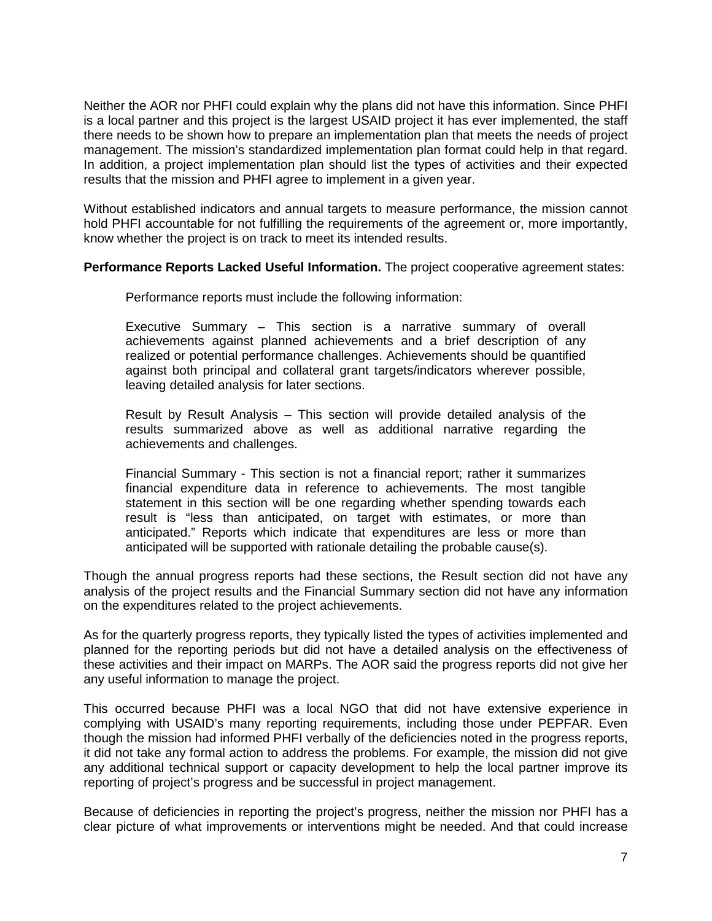Neither the AOR nor PHFI could explain why the plans did not have this information. Since PHFI is a local partner and this project is the largest USAID project it has ever implemented, the staff there needs to be shown how to prepare an implementation plan that meets the needs of project management. The mission's standardized implementation plan format could help in that regard. In addition, a project implementation plan should list the types of activities and their expected results that the mission and PHFI agree to implement in a given year.

Without established indicators and annual targets to measure performance, the mission cannot hold PHFI accountable for not fulfilling the requirements of the agreement or, more importantly, know whether the project is on track to meet its intended results.

**Performance Reports Lacked Useful Information.** The project cooperative agreement states:

> Performance reports must include the following information:
>
> Executive Summary – This section is a narrative summary of overall achievements against planned achievements and a brief description of any realized or potential performance challenges. Achievements should be quantified against both principal and collateral grant targets/indicators wherever possible, leaving detailed analysis for later sections.
>
> Result by Result Analysis – This section will provide detailed analysis of the results summarized above as well as additional narrative regarding the achievements and challenges.
>
> Financial Summary - This section is not a financial report; rather it summarizes financial expenditure data in reference to achievements. The most tangible statement in this section will be one regarding whether spending towards each result is "less than anticipated, on target with estimates, or more than anticipated." Reports which indicate that expenditures are less or more than anticipated will be supported with rationale detailing the probable cause(s).

Though the annual progress reports had these sections, the Result section did not have any analysis of the project results and the Financial Summary section did not have any information on the expenditures related to the project achievements.

As for the quarterly progress reports, they typically listed the types of activities implemented and planned for the reporting periods but did not have a detailed analysis on the effectiveness of these activities and their impact on MARPs. The AOR said the progress reports did not give her any useful information to manage the project.

This occurred because PHFI was a local NGO that did not have extensive experience in complying with USAID's many reporting requirements, including those under PEPFAR. Even though the mission had informed PHFI verbally of the deficiencies noted in the progress reports, it did not take any formal action to address the problems. For example, the mission did not give any additional technical support or capacity development to help the local partner improve its reporting of project's progress and be successful in project management.

Because of deficiencies in reporting the project's progress, neither the mission nor PHFI has a clear picture of what improvements or interventions might be needed. And that could increase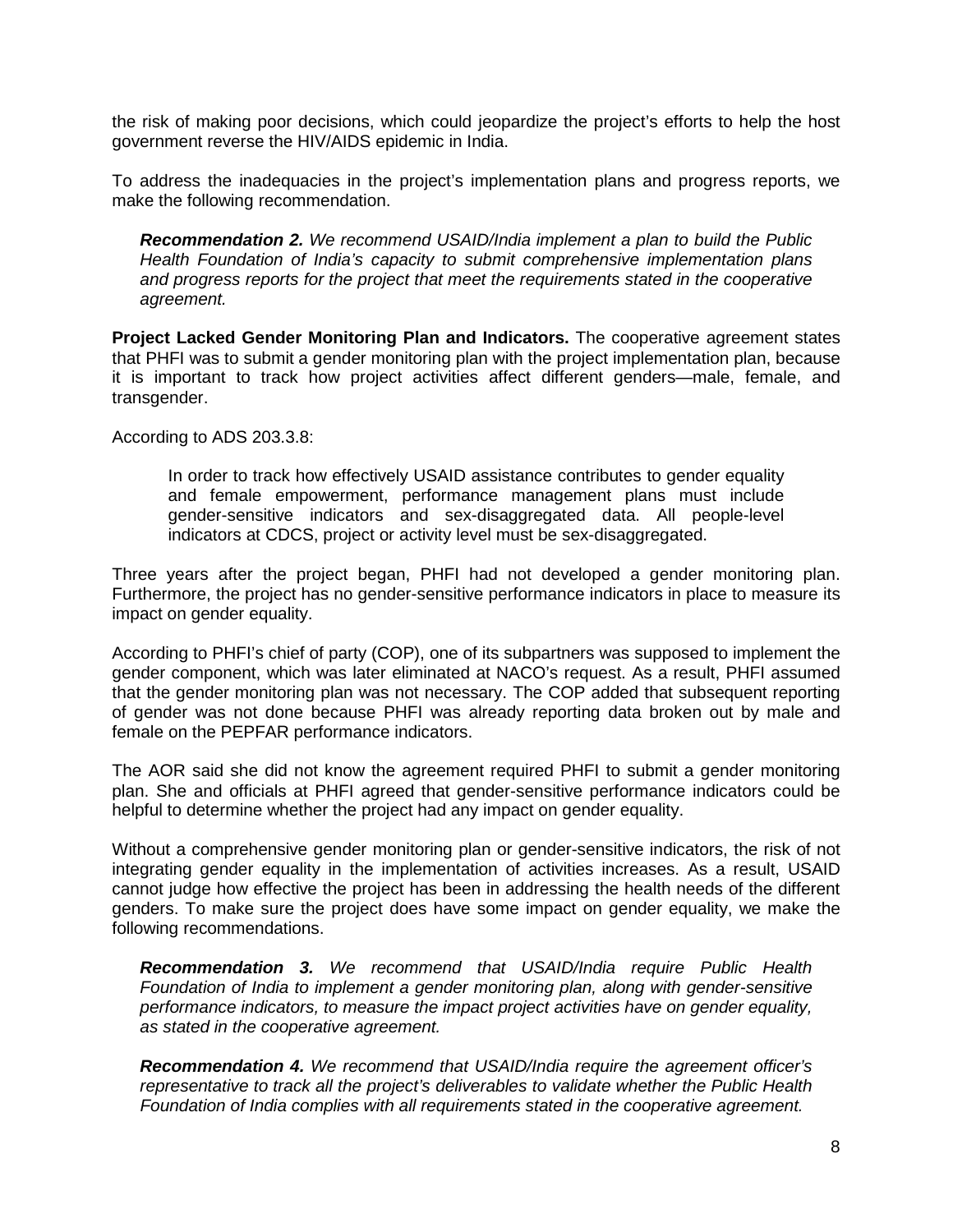the risk of making poor decisions, which could jeopardize the project's efforts to help the host government reverse the HIV/AIDS epidemic in India.

To address the inadequacies in the project's implementation plans and progress reports, we make the following recommendation.

> ***Recommendation 2.*** *We recommend USAID/India implement a plan to build the Public Health Foundation of India's capacity to submit comprehensive implementation plans and progress reports for the project that meet the requirements stated in the cooperative agreement.*

**Project Lacked Gender Monitoring Plan and Indicators.** The cooperative agreement states that PHFI was to submit a gender monitoring plan with the project implementation plan, because it is important to track how project activities affect different genders—male, female, and transgender.

According to ADS 203.3.8:

> In order to track how effectively USAID assistance contributes to gender equality and female empowerment, performance management plans must include gender-sensitive indicators and sex-disaggregated data. All people-level indicators at CDCS, project or activity level must be sex-disaggregated.

Three years after the project began, PHFI had not developed a gender monitoring plan. Furthermore, the project has no gender-sensitive performance indicators in place to measure its impact on gender equality.

According to PHFI's chief of party (COP), one of its subpartners was supposed to implement the gender component, which was later eliminated at NACO's request. As a result, PHFI assumed that the gender monitoring plan was not necessary. The COP added that subsequent reporting of gender was not done because PHFI was already reporting data broken out by male and female on the PEPFAR performance indicators.

The AOR said she did not know the agreement required PHFI to submit a gender monitoring plan. She and officials at PHFI agreed that gender-sensitive performance indicators could be helpful to determine whether the project had any impact on gender equality.

Without a comprehensive gender monitoring plan or gender-sensitive indicators, the risk of not integrating gender equality in the implementation of activities increases. As a result, USAID cannot judge how effective the project has been in addressing the health needs of the different genders. To make sure the project does have some impact on gender equality, we make the following recommendations.

> ***Recommendation 3.*** *We recommend that USAID/India require Public Health Foundation of India to implement a gender monitoring plan, along with gender-sensitive performance indicators, to measure the impact project activities have on gender equality, as stated in the cooperative agreement.*

> ***Recommendation 4.*** *We recommend that USAID/India require the agreement officer's representative to track all the project's deliverables to validate whether the Public Health Foundation of India complies with all requirements stated in the cooperative agreement.*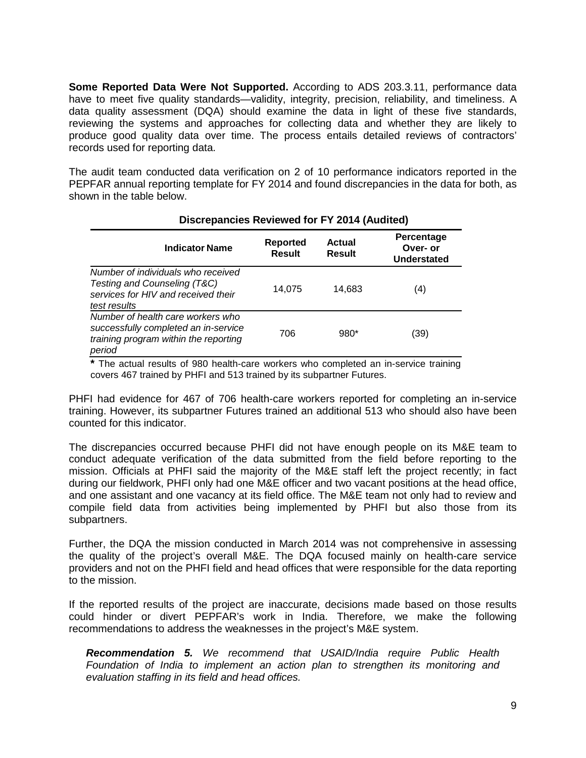**Some Reported Data Were Not Supported.** According to ADS 203.3.11, performance data have to meet five quality standards—validity, integrity, precision, reliability, and timeliness. A data quality assessment (DQA) should examine the data in light of these five standards, reviewing the systems and approaches for collecting data and whether they are likely to produce good quality data over time. The process entails detailed reviews of contractors' records used for reporting data.

The audit team conducted data verification on 2 of 10 performance indicators reported in the PEPFAR annual reporting template for FY 2014 and found discrepancies in the data for both, as shown in the table below.

**Discrepancies Reviewed for FY 2014 (Audited)**

| Indicator Name | Reported Result | Actual Result | Percentage Over- or Understated |
|---|---|---|---|
| *Number of individuals who received Testing and Counseling (T&C) services for HIV and received their test results* | 14,075 | 14,683 | (4) |
| *Number of health care workers who successfully completed an in-service training program within the reporting period* | 706 | 980* | (39) |

**\*** The actual results of 980 health-care workers who completed an in-service training covers 467 trained by PHFI and 513 trained by its subpartner Futures.

PHFI had evidence for 467 of 706 health-care workers reported for completing an in-service training. However, its subpartner Futures trained an additional 513 who should also have been counted for this indicator.

The discrepancies occurred because PHFI did not have enough people on its M&E team to conduct adequate verification of the data submitted from the field before reporting to the mission. Officials at PHFI said the majority of the M&E staff left the project recently; in fact during our fieldwork, PHFI only had one M&E officer and two vacant positions at the head office, and one assistant and one vacancy at its field office. The M&E team not only had to review and compile field data from activities being implemented by PHFI but also those from its subpartners.

Further, the DQA the mission conducted in March 2014 was not comprehensive in assessing the quality of the project's overall M&E. The DQA focused mainly on health-care service providers and not on the PHFI field and head offices that were responsible for the data reporting to the mission.

If the reported results of the project are inaccurate, decisions made based on those results could hinder or divert PEPFAR's work in India. Therefore, we make the following recommendations to address the weaknesses in the project's M&E system.

> ***Recommendation 5.*** *We recommend that USAID/India require Public Health Foundation of India to implement an action plan to strengthen its monitoring and evaluation staffing in its field and head offices.*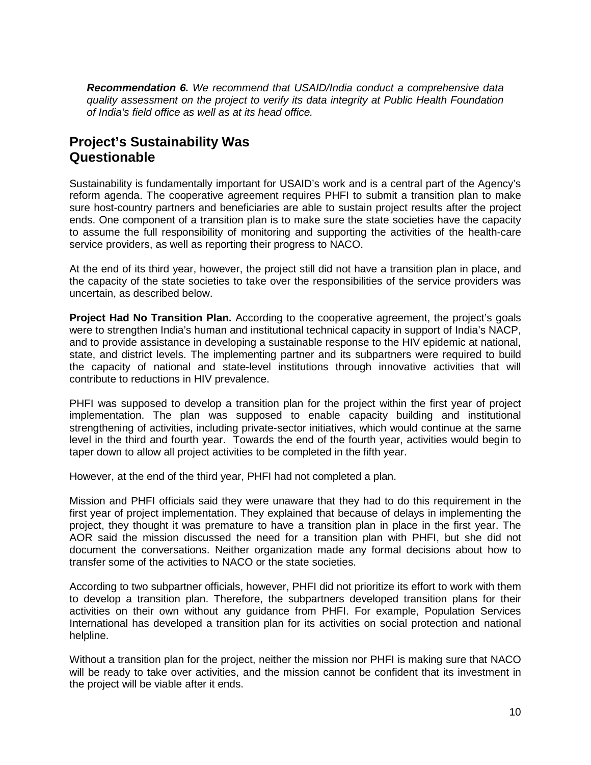***Recommendation 6.*** *We recommend that USAID/India conduct a comprehensive data quality assessment on the project to verify its data integrity at Public Health Foundation of India's field office as well as at its head office.*

## Project's Sustainability Was Questionable

Sustainability is fundamentally important for USAID's work and is a central part of the Agency's reform agenda. The cooperative agreement requires PHFI to submit a transition plan to make sure host-country partners and beneficiaries are able to sustain project results after the project ends. One component of a transition plan is to make sure the state societies have the capacity to assume the full responsibility of monitoring and supporting the activities of the health-care service providers, as well as reporting their progress to NACO.

At the end of its third year, however, the project still did not have a transition plan in place, and the capacity of the state societies to take over the responsibilities of the service providers was uncertain, as described below.

**Project Had No Transition Plan.** According to the cooperative agreement, the project's goals were to strengthen India's human and institutional technical capacity in support of India's NACP, and to provide assistance in developing a sustainable response to the HIV epidemic at national, state, and district levels. The implementing partner and its subpartners were required to build the capacity of national and state-level institutions through innovative activities that will contribute to reductions in HIV prevalence.

PHFI was supposed to develop a transition plan for the project within the first year of project implementation. The plan was supposed to enable capacity building and institutional strengthening of activities, including private-sector initiatives, which would continue at the same level in the third and fourth year. Towards the end of the fourth year, activities would begin to taper down to allow all project activities to be completed in the fifth year.

However, at the end of the third year, PHFI had not completed a plan.

Mission and PHFI officials said they were unaware that they had to do this requirement in the first year of project implementation. They explained that because of delays in implementing the project, they thought it was premature to have a transition plan in place in the first year. The AOR said the mission discussed the need for a transition plan with PHFI, but she did not document the conversations. Neither organization made any formal decisions about how to transfer some of the activities to NACO or the state societies.

According to two subpartner officials, however, PHFI did not prioritize its effort to work with them to develop a transition plan. Therefore, the subpartners developed transition plans for their activities on their own without any guidance from PHFI. For example, Population Services International has developed a transition plan for its activities on social protection and national helpline.

Without a transition plan for the project, neither the mission nor PHFI is making sure that NACO will be ready to take over activities, and the mission cannot be confident that its investment in the project will be viable after it ends.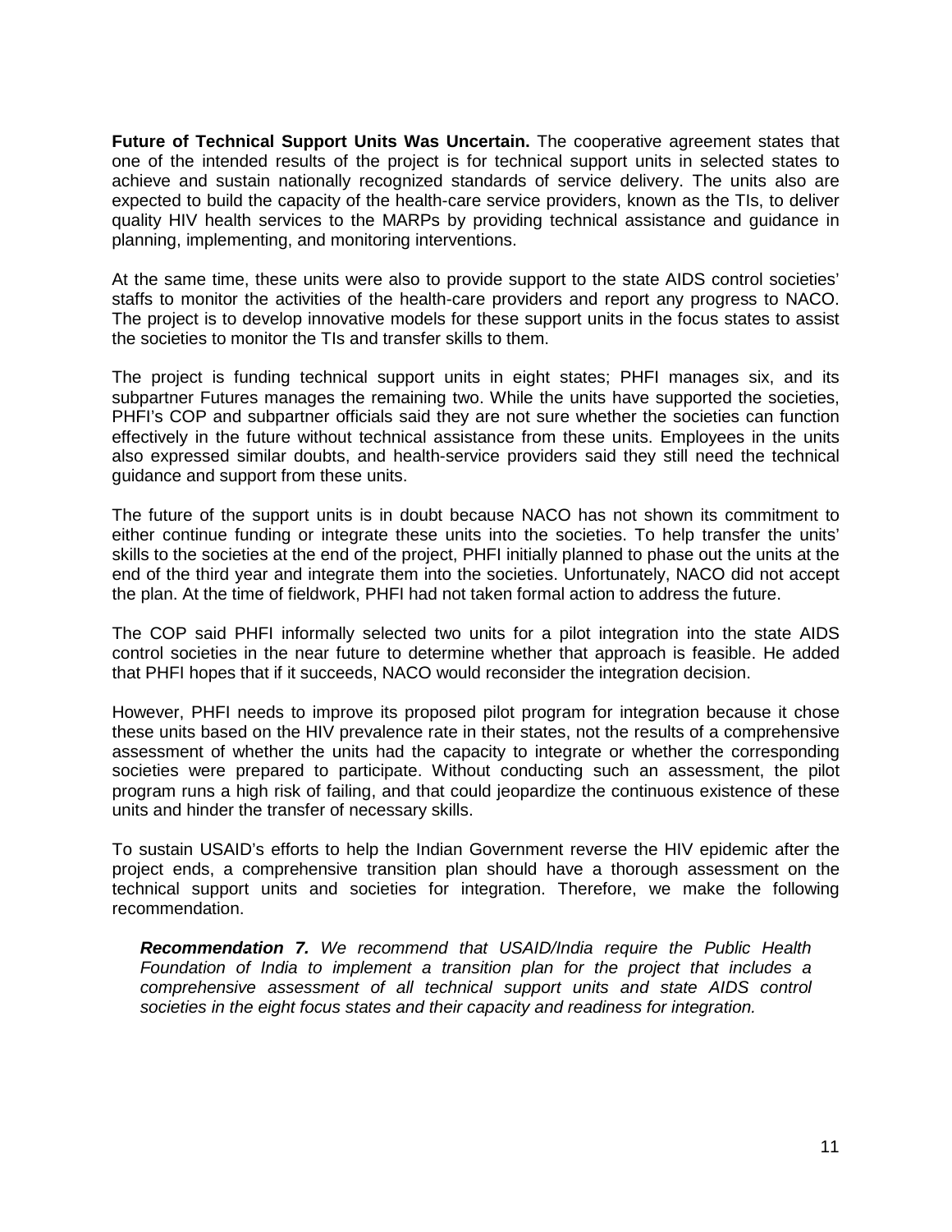**Future of Technical Support Units Was Uncertain.** The cooperative agreement states that one of the intended results of the project is for technical support units in selected states to achieve and sustain nationally recognized standards of service delivery. The units also are expected to build the capacity of the health-care service providers, known as the TIs, to deliver quality HIV health services to the MARPs by providing technical assistance and guidance in planning, implementing, and monitoring interventions.

At the same time, these units were also to provide support to the state AIDS control societies' staffs to monitor the activities of the health-care providers and report any progress to NACO. The project is to develop innovative models for these support units in the focus states to assist the societies to monitor the TIs and transfer skills to them.

The project is funding technical support units in eight states; PHFI manages six, and its subpartner Futures manages the remaining two. While the units have supported the societies, PHFI's COP and subpartner officials said they are not sure whether the societies can function effectively in the future without technical assistance from these units. Employees in the units also expressed similar doubts, and health-service providers said they still need the technical guidance and support from these units.

The future of the support units is in doubt because NACO has not shown its commitment to either continue funding or integrate these units into the societies. To help transfer the units' skills to the societies at the end of the project, PHFI initially planned to phase out the units at the end of the third year and integrate them into the societies. Unfortunately, NACO did not accept the plan. At the time of fieldwork, PHFI had not taken formal action to address the future.

The COP said PHFI informally selected two units for a pilot integration into the state AIDS control societies in the near future to determine whether that approach is feasible. He added that PHFI hopes that if it succeeds, NACO would reconsider the integration decision.

However, PHFI needs to improve its proposed pilot program for integration because it chose these units based on the HIV prevalence rate in their states, not the results of a comprehensive assessment of whether the units had the capacity to integrate or whether the corresponding societies were prepared to participate. Without conducting such an assessment, the pilot program runs a high risk of failing, and that could jeopardize the continuous existence of these units and hinder the transfer of necessary skills.

To sustain USAID's efforts to help the Indian Government reverse the HIV epidemic after the project ends, a comprehensive transition plan should have a thorough assessment on the technical support units and societies for integration. Therefore, we make the following recommendation.

> ***Recommendation 7.*** *We recommend that USAID/India require the Public Health Foundation of India to implement a transition plan for the project that includes a comprehensive assessment of all technical support units and state AIDS control societies in the eight focus states and their capacity and readiness for integration.*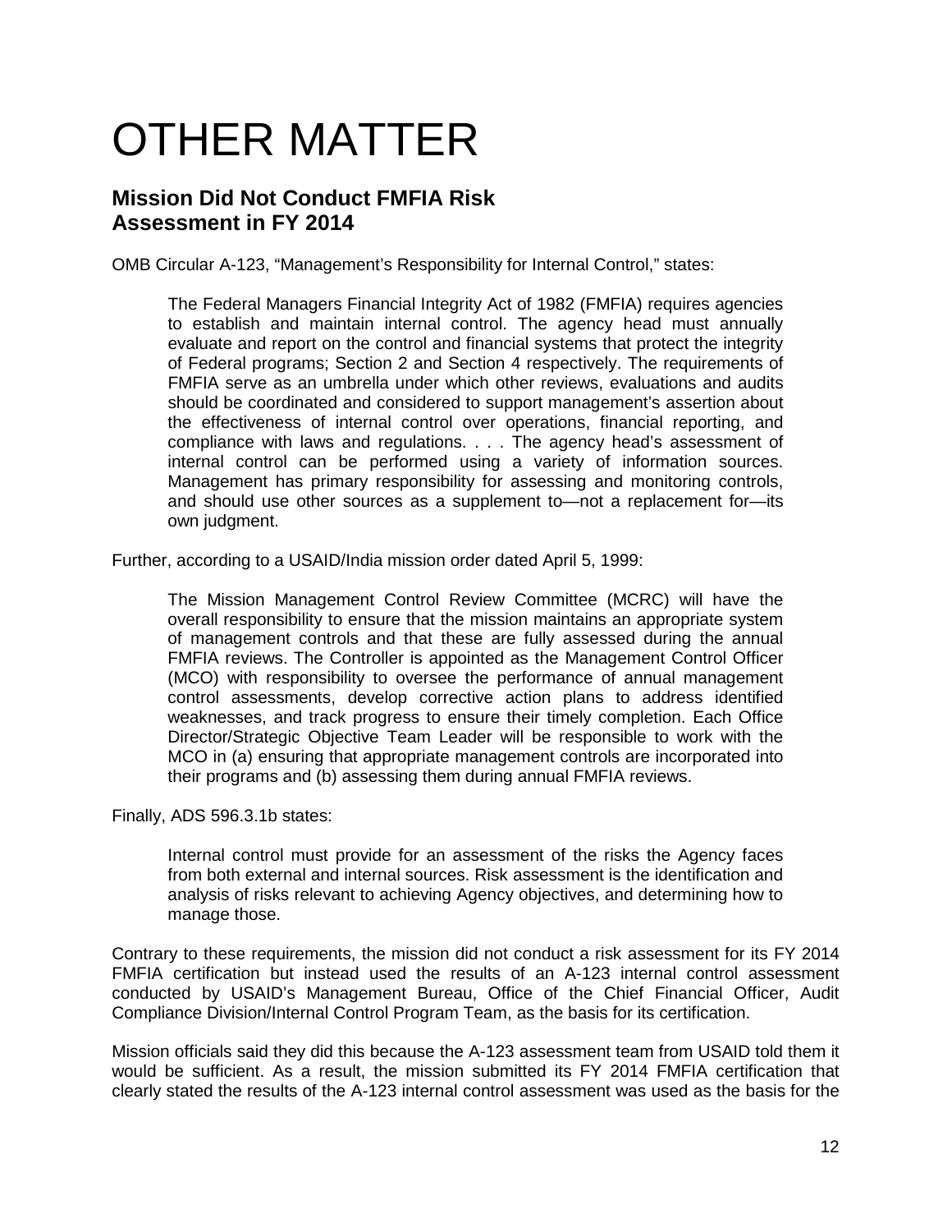# OTHER MATTER

## Mission Did Not Conduct FMFIA Risk Assessment in FY 2014

OMB Circular A-123, "Management's Responsibility for Internal Control," states:

> The Federal Managers Financial Integrity Act of 1982 (FMFIA) requires agencies to establish and maintain internal control. The agency head must annually evaluate and report on the control and financial systems that protect the integrity of Federal programs; Section 2 and Section 4 respectively. The requirements of FMFIA serve as an umbrella under which other reviews, evaluations and audits should be coordinated and considered to support management's assertion about the effectiveness of internal control over operations, financial reporting, and compliance with laws and regulations. . . . The agency head's assessment of internal control can be performed using a variety of information sources. Management has primary responsibility for assessing and monitoring controls, and should use other sources as a supplement to—not a replacement for—its own judgment.

Further, according to a USAID/India mission order dated April 5, 1999:

> The Mission Management Control Review Committee (MCRC) will have the overall responsibility to ensure that the mission maintains an appropriate system of management controls and that these are fully assessed during the annual FMFIA reviews. The Controller is appointed as the Management Control Officer (MCO) with responsibility to oversee the performance of annual management control assessments, develop corrective action plans to address identified weaknesses, and track progress to ensure their timely completion. Each Office Director/Strategic Objective Team Leader will be responsible to work with the MCO in (a) ensuring that appropriate management controls are incorporated into their programs and (b) assessing them during annual FMFIA reviews.

Finally, ADS 596.3.1b states:

> Internal control must provide for an assessment of the risks the Agency faces from both external and internal sources. Risk assessment is the identification and analysis of risks relevant to achieving Agency objectives, and determining how to manage those.

Contrary to these requirements, the mission did not conduct a risk assessment for its FY 2014 FMFIA certification but instead used the results of an A-123 internal control assessment conducted by USAID's Management Bureau, Office of the Chief Financial Officer, Audit Compliance Division/Internal Control Program Team, as the basis for its certification.

Mission officials said they did this because the A-123 assessment team from USAID told them it would be sufficient. As a result, the mission submitted its FY 2014 FMFIA certification that clearly stated the results of the A-123 internal control assessment was used as the basis for the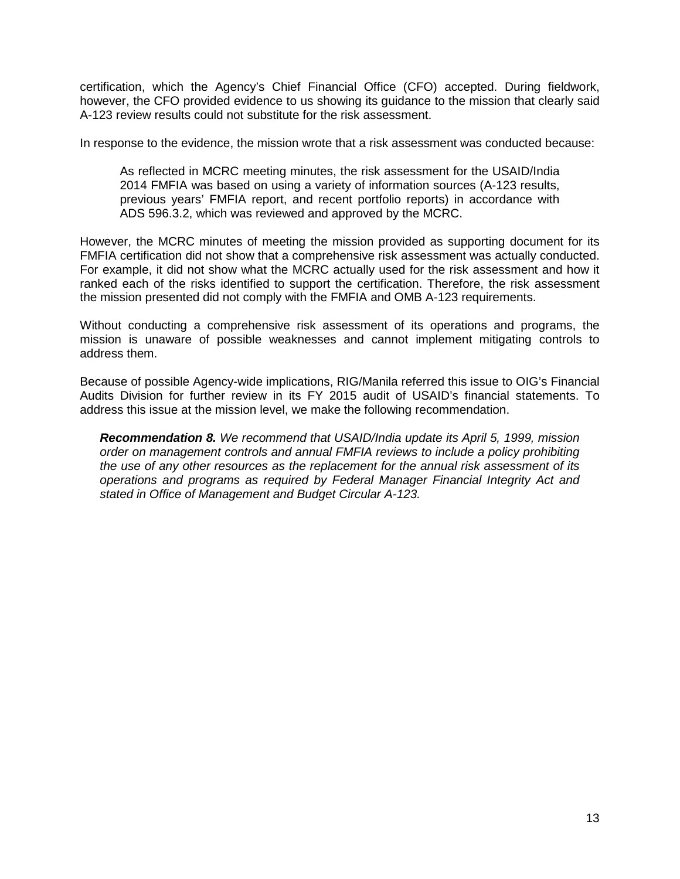certification, which the Agency's Chief Financial Office (CFO) accepted. During fieldwork, however, the CFO provided evidence to us showing its guidance to the mission that clearly said A-123 review results could not substitute for the risk assessment.

In response to the evidence, the mission wrote that a risk assessment was conducted because:

> As reflected in MCRC meeting minutes, the risk assessment for the USAID/India 2014 FMFIA was based on using a variety of information sources (A-123 results, previous years' FMFIA report, and recent portfolio reports) in accordance with ADS 596.3.2, which was reviewed and approved by the MCRC.

However, the MCRC minutes of meeting the mission provided as supporting document for its FMFIA certification did not show that a comprehensive risk assessment was actually conducted. For example, it did not show what the MCRC actually used for the risk assessment and how it ranked each of the risks identified to support the certification. Therefore, the risk assessment the mission presented did not comply with the FMFIA and OMB A-123 requirements.

Without conducting a comprehensive risk assessment of its operations and programs, the mission is unaware of possible weaknesses and cannot implement mitigating controls to address them.

Because of possible Agency-wide implications, RIG/Manila referred this issue to OIG's Financial Audits Division for further review in its FY 2015 audit of USAID's financial statements. To address this issue at the mission level, we make the following recommendation.

***Recommendation 8.*** *We recommend that USAID/India update its April 5, 1999, mission order on management controls and annual FMFIA reviews to include a policy prohibiting the use of any other resources as the replacement for the annual risk assessment of its operations and programs as required by Federal Manager Financial Integrity Act and stated in Office of Management and Budget Circular A-123.*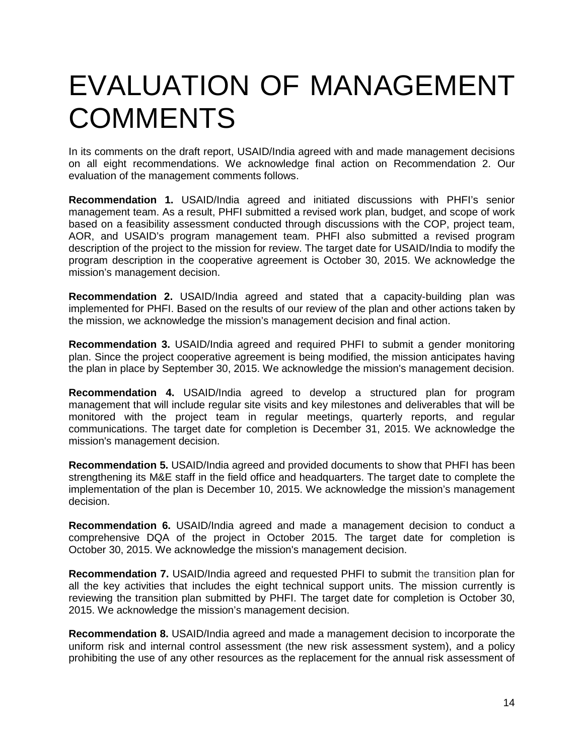# EVALUATION OF MANAGEMENT COMMENTS

In its comments on the draft report, USAID/India agreed with and made management decisions on all eight recommendations. We acknowledge final action on Recommendation 2. Our evaluation of the management comments follows.

**Recommendation 1.** USAID/India agreed and initiated discussions with PHFI's senior management team. As a result, PHFI submitted a revised work plan, budget, and scope of work based on a feasibility assessment conducted through discussions with the COP, project team, AOR, and USAID's program management team. PHFI also submitted a revised program description of the project to the mission for review. The target date for USAID/India to modify the program description in the cooperative agreement is October 30, 2015. We acknowledge the mission's management decision.

**Recommendation 2.** USAID/India agreed and stated that a capacity-building plan was implemented for PHFI. Based on the results of our review of the plan and other actions taken by the mission, we acknowledge the mission's management decision and final action.

**Recommendation 3.** USAID/India agreed and required PHFI to submit a gender monitoring plan. Since the project cooperative agreement is being modified, the mission anticipates having the plan in place by September 30, 2015. We acknowledge the mission's management decision.

**Recommendation 4.** USAID/India agreed to develop a structured plan for program management that will include regular site visits and key milestones and deliverables that will be monitored with the project team in regular meetings, quarterly reports, and regular communications. The target date for completion is December 31, 2015. We acknowledge the mission's management decision.

**Recommendation 5.** USAID/India agreed and provided documents to show that PHFI has been strengthening its M&E staff in the field office and headquarters. The target date to complete the implementation of the plan is December 10, 2015. We acknowledge the mission's management decision.

**Recommendation 6.** USAID/India agreed and made a management decision to conduct a comprehensive DQA of the project in October 2015. The target date for completion is October 30, 2015. We acknowledge the mission's management decision.

**Recommendation 7.** USAID/India agreed and requested PHFI to submit the transition plan for all the key activities that includes the eight technical support units. The mission currently is reviewing the transition plan submitted by PHFI. The target date for completion is October 30, 2015. We acknowledge the mission's management decision.

**Recommendation 8.** USAID/India agreed and made a management decision to incorporate the uniform risk and internal control assessment (the new risk assessment system), and a policy prohibiting the use of any other resources as the replacement for the annual risk assessment of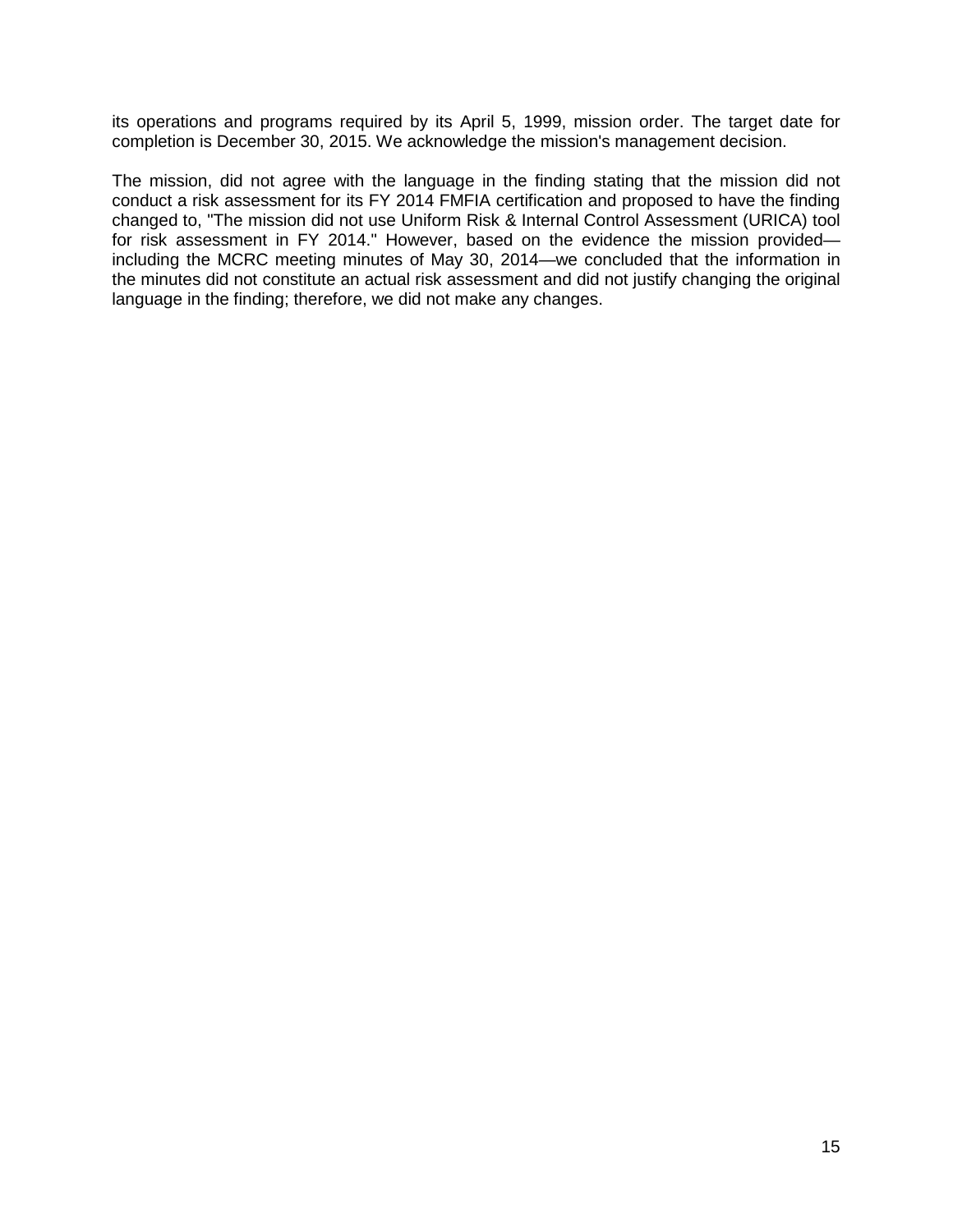its operations and programs required by its April 5, 1999, mission order. The target date for completion is December 30, 2015. We acknowledge the mission's management decision.

The mission, did not agree with the language in the finding stating that the mission did not conduct a risk assessment for its FY 2014 FMFIA certification and proposed to have the finding changed to, "The mission did not use Uniform Risk & Internal Control Assessment (URICA) tool for risk assessment in FY 2014." However, based on the evidence the mission provided—including the MCRC meeting minutes of May 30, 2014—we concluded that the information in the minutes did not constitute an actual risk assessment and did not justify changing the original language in the finding; therefore, we did not make any changes.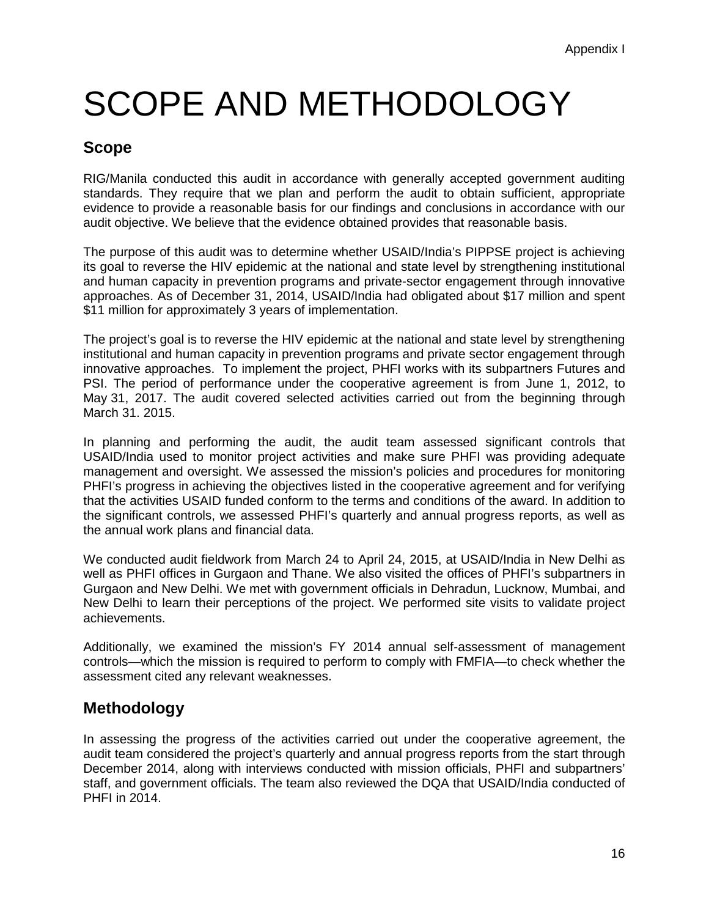Appendix I

# SCOPE AND METHODOLOGY

## Scope

RIG/Manila conducted this audit in accordance with generally accepted government auditing standards. They require that we plan and perform the audit to obtain sufficient, appropriate evidence to provide a reasonable basis for our findings and conclusions in accordance with our audit objective. We believe that the evidence obtained provides that reasonable basis.

The purpose of this audit was to determine whether USAID/India's PIPPSE project is achieving its goal to reverse the HIV epidemic at the national and state level by strengthening institutional and human capacity in prevention programs and private-sector engagement through innovative approaches. As of December 31, 2014, USAID/India had obligated about $17 million and spent $11 million for approximately 3 years of implementation.

The project's goal is to reverse the HIV epidemic at the national and state level by strengthening institutional and human capacity in prevention programs and private sector engagement through innovative approaches. To implement the project, PHFI works with its subpartners Futures and PSI. The period of performance under the cooperative agreement is from June 1, 2012, to May 31, 2017. The audit covered selected activities carried out from the beginning through March 31. 2015.

In planning and performing the audit, the audit team assessed significant controls that USAID/India used to monitor project activities and make sure PHFI was providing adequate management and oversight. We assessed the mission's policies and procedures for monitoring PHFI's progress in achieving the objectives listed in the cooperative agreement and for verifying that the activities USAID funded conform to the terms and conditions of the award. In addition to the significant controls, we assessed PHFI's quarterly and annual progress reports, as well as the annual work plans and financial data.

We conducted audit fieldwork from March 24 to April 24, 2015, at USAID/India in New Delhi as well as PHFI offices in Gurgaon and Thane. We also visited the offices of PHFI's subpartners in Gurgaon and New Delhi. We met with government officials in Dehradun, Lucknow, Mumbai, and New Delhi to learn their perceptions of the project. We performed site visits to validate project achievements.

Additionally, we examined the mission's FY 2014 annual self-assessment of management controls—which the mission is required to perform to comply with FMFIA—to check whether the assessment cited any relevant weaknesses.

## Methodology

In assessing the progress of the activities carried out under the cooperative agreement, the audit team considered the project's quarterly and annual progress reports from the start through December 2014, along with interviews conducted with mission officials, PHFI and subpartners' staff, and government officials. The team also reviewed the DQA that USAID/India conducted of PHFI in 2014.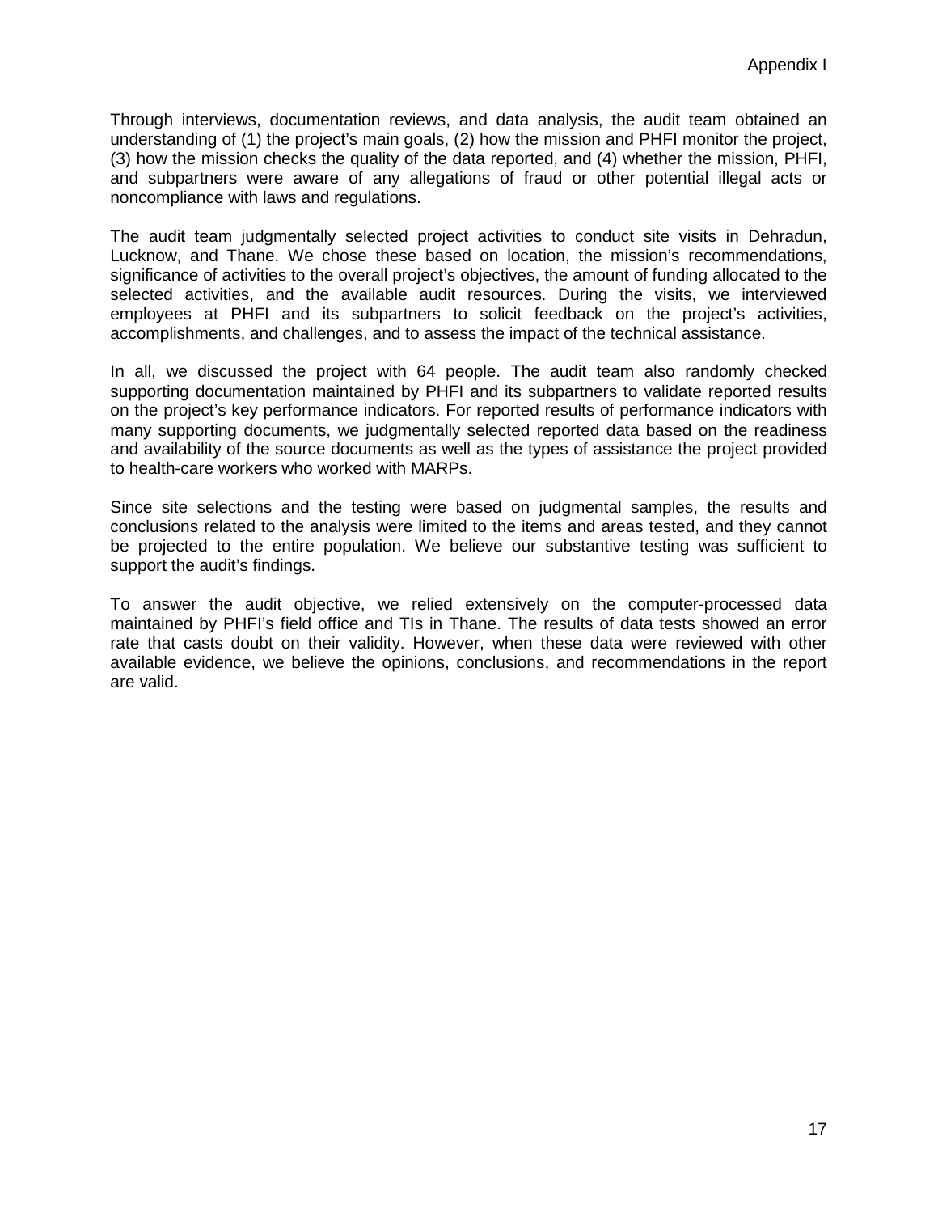Through interviews, documentation reviews, and data analysis, the audit team obtained an understanding of (1) the project's main goals, (2) how the mission and PHFI monitor the project, (3) how the mission checks the quality of the data reported, and (4) whether the mission, PHFI, and subpartners were aware of any allegations of fraud or other potential illegal acts or noncompliance with laws and regulations.

The audit team judgmentally selected project activities to conduct site visits in Dehradun, Lucknow, and Thane. We chose these based on location, the mission's recommendations, significance of activities to the overall project's objectives, the amount of funding allocated to the selected activities, and the available audit resources. During the visits, we interviewed employees at PHFI and its subpartners to solicit feedback on the project's activities, accomplishments, and challenges, and to assess the impact of the technical assistance.

In all, we discussed the project with 64 people. The audit team also randomly checked supporting documentation maintained by PHFI and its subpartners to validate reported results on the project's key performance indicators. For reported results of performance indicators with many supporting documents, we judgmentally selected reported data based on the readiness and availability of the source documents as well as the types of assistance the project provided to health-care workers who worked with MARPs.

Since site selections and the testing were based on judgmental samples, the results and conclusions related to the analysis were limited to the items and areas tested, and they cannot be projected to the entire population. We believe our substantive testing was sufficient to support the audit's findings.

To answer the audit objective, we relied extensively on the computer-processed data maintained by PHFI's field office and TIs in Thane. The results of data tests showed an error rate that casts doubt on their validity. However, when these data were reviewed with other available evidence, we believe the opinions, conclusions, and recommendations in the report are valid.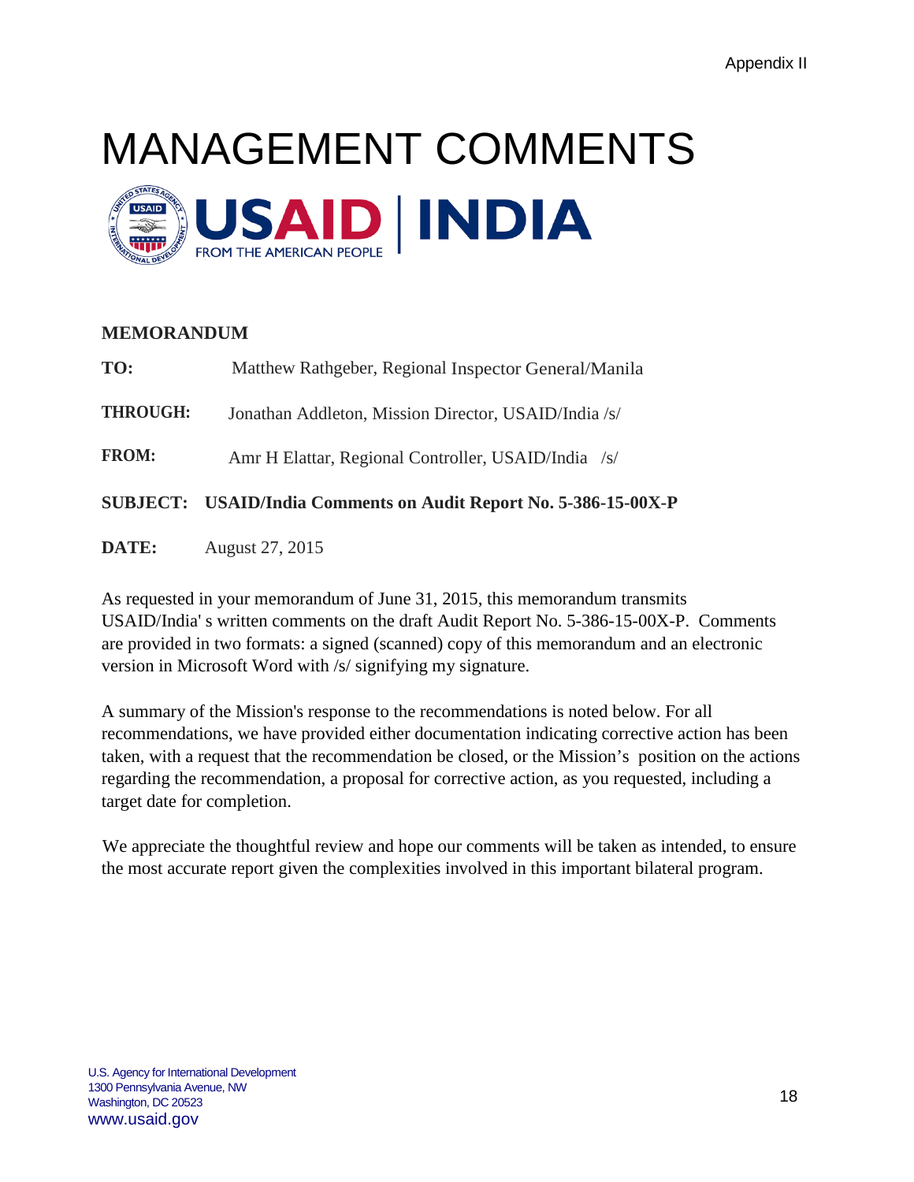Appendix II

# MANAGEMENT COMMENTS

USAID | INDIA
FROM THE AMERICAN PEOPLE

**MEMORANDUM**

**TO:** Matthew Rathgeber, Regional Inspector General/Manila

**THROUGH:** Jonathan Addleton, Mission Director, USAID/India /s/

**FROM:** Amr H Elattar, Regional Controller, USAID/India /s/

**SUBJECT: USAID/India Comments on Audit Report No. 5-386-15-00X-P**

**DATE:** August 27, 2015

As requested in your memorandum of June 31, 2015, this memorandum transmits USAID/India' s written comments on the draft Audit Report No. 5-386-15-00X-P. Comments are provided in two formats: a signed (scanned) copy of this memorandum and an electronic version in Microsoft Word with /s/ signifying my signature.

A summary of the Mission's response to the recommendations is noted below. For all recommendations, we have provided either documentation indicating corrective action has been taken, with a request that the recommendation be closed, or the Mission's position on the actions regarding the recommendation, a proposal for corrective action, as you requested, including a target date for completion.

We appreciate the thoughtful review and hope our comments will be taken as intended, to ensure the most accurate report given the complexities involved in this important bilateral program.

U.S. Agency for International Development
1300 Pennsylvania Avenue, NW
Washington, DC 20523
www.usaid.gov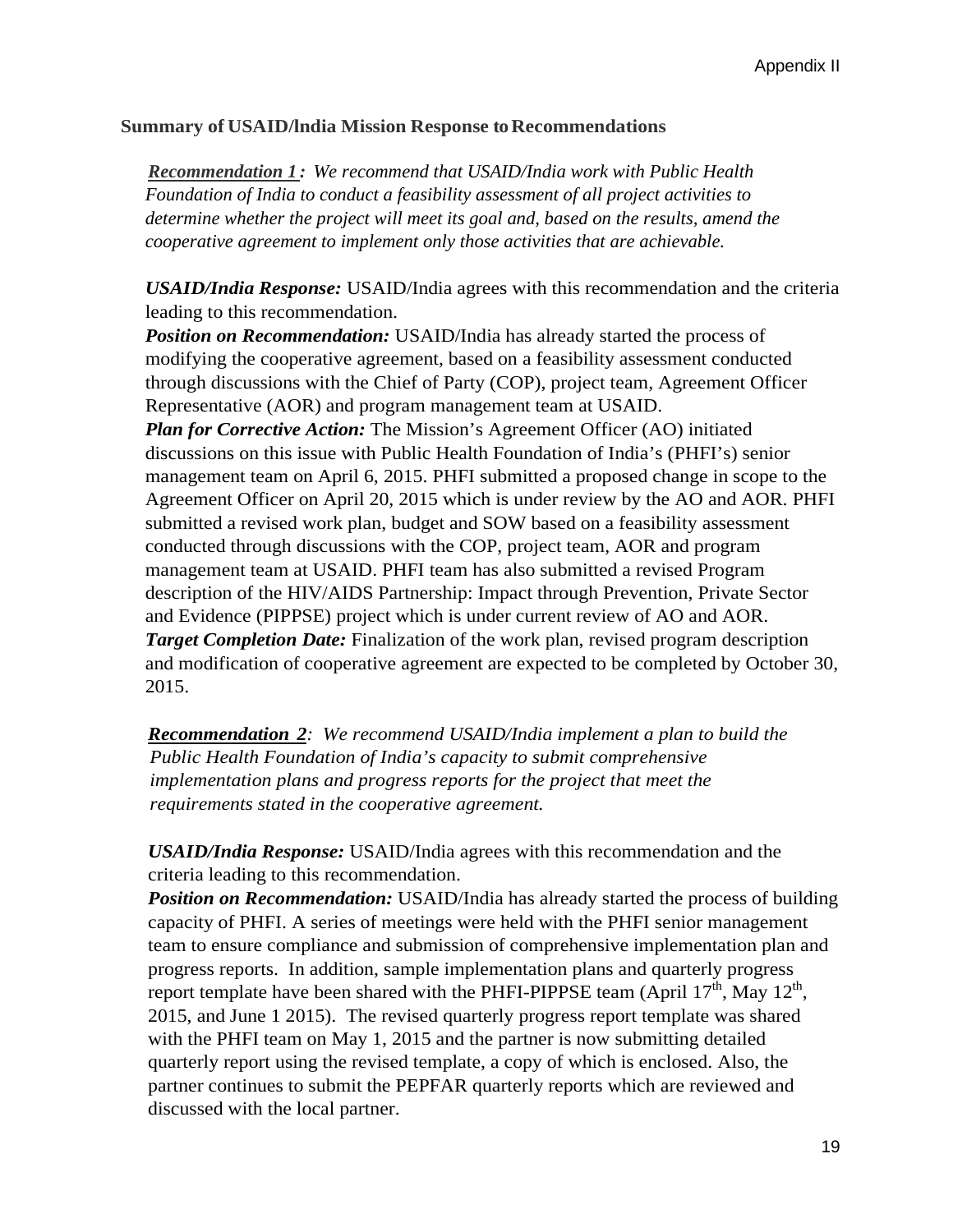**Summary of USAID/lndia Mission Response to Recommendations**

***Recommendation 1**: We recommend that USAID/India work with Public Health Foundation of India to conduct a feasibility assessment of all project activities to determine whether the project will meet its goal and, based on the results, amend the cooperative agreement to implement only those activities that are achievable.*

***USAID/India Response:*** USAID/India agrees with this recommendation and the criteria leading to this recommendation.

***Position on Recommendation:*** USAID/India has already started the process of modifying the cooperative agreement, based on a feasibility assessment conducted through discussions with the Chief of Party (COP), project team, Agreement Officer Representative (AOR) and program management team at USAID.

***Plan for Corrective Action:*** The Mission's Agreement Officer (AO) initiated discussions on this issue with Public Health Foundation of India's (PHFI's) senior management team on April 6, 2015. PHFI submitted a proposed change in scope to the Agreement Officer on April 20, 2015 which is under review by the AO and AOR. PHFI submitted a revised work plan, budget and SOW based on a feasibility assessment conducted through discussions with the COP, project team, AOR and program management team at USAID. PHFI team has also submitted a revised Program description of the HIV/AIDS Partnership: Impact through Prevention, Private Sector and Evidence (PIPPSE) project which is under current review of AO and AOR.

***Target Completion Date:*** Finalization of the work plan, revised program description and modification of cooperative agreement are expected to be completed by October 30, 2015.

***Recommendation 2**: We recommend USAID/India implement a plan to build the Public Health Foundation of India's capacity to submit comprehensive implementation plans and progress reports for the project that meet the requirements stated in the cooperative agreement.*

***USAID/India Response:*** USAID/India agrees with this recommendation and the criteria leading to this recommendation.

***Position on Recommendation:*** USAID/India has already started the process of building capacity of PHFI. A series of meetings were held with the PHFI senior management team to ensure compliance and submission of comprehensive implementation plan and progress reports. In addition, sample implementation plans and quarterly progress report template have been shared with the PHFI-PIPPSE team (April 17th, May 12th, 2015, and June 1 2015). The revised quarterly progress report template was shared with the PHFI team on May 1, 2015 and the partner is now submitting detailed quarterly report using the revised template, a copy of which is enclosed. Also, the partner continues to submit the PEPFAR quarterly reports which are reviewed and discussed with the local partner.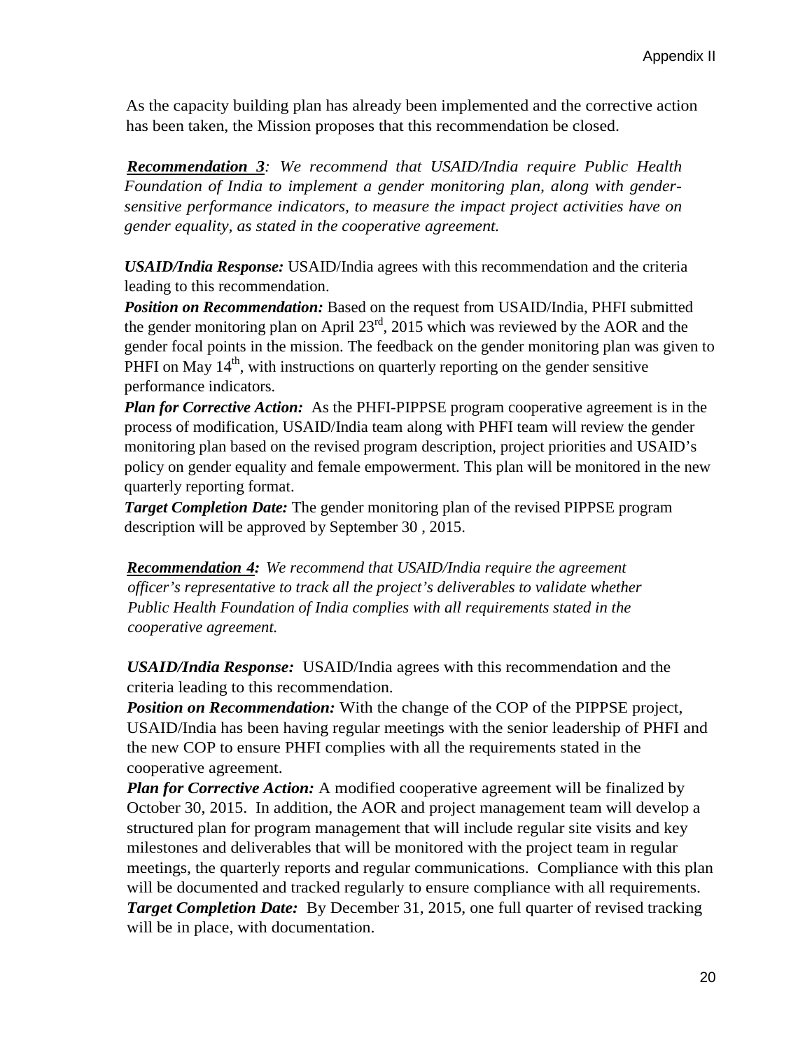As the capacity building plan has already been implemented and the corrective action has been taken, the Mission proposes that this recommendation be closed.

***Recommendation 3***: *We recommend that USAID/India require Public Health Foundation of India to implement a gender monitoring plan, along with gender-sensitive performance indicators, to measure the impact project activities have on gender equality, as stated in the cooperative agreement.*

***USAID/India Response:*** USAID/India agrees with this recommendation and the criteria leading to this recommendation.

***Position on Recommendation:*** Based on the request from USAID/India, PHFI submitted the gender monitoring plan on April 23rd, 2015 which was reviewed by the AOR and the gender focal points in the mission. The feedback on the gender monitoring plan was given to PHFI on May 14th, with instructions on quarterly reporting on the gender sensitive performance indicators.

***Plan for Corrective Action:*** As the PHFI-PIPPSE program cooperative agreement is in the process of modification, USAID/India team along with PHFI team will review the gender monitoring plan based on the revised program description, project priorities and USAID's policy on gender equality and female empowerment. This plan will be monitored in the new quarterly reporting format.

***Target Completion Date:*** The gender monitoring plan of the revised PIPPSE program description will be approved by September 30 , 2015.

***Recommendation 4:*** *We recommend that USAID/India require the agreement officer's representative to track all the project's deliverables to validate whether Public Health Foundation of India complies with all requirements stated in the cooperative agreement.*

***USAID/India Response:*** USAID/India agrees with this recommendation and the criteria leading to this recommendation.

***Position on Recommendation:*** With the change of the COP of the PIPPSE project, USAID/India has been having regular meetings with the senior leadership of PHFI and the new COP to ensure PHFI complies with all the requirements stated in the cooperative agreement.

***Plan for Corrective Action:*** A modified cooperative agreement will be finalized by October 30, 2015. In addition, the AOR and project management team will develop a structured plan for program management that will include regular site visits and key milestones and deliverables that will be monitored with the project team in regular meetings, the quarterly reports and regular communications. Compliance with this plan will be documented and tracked regularly to ensure compliance with all requirements.

***Target Completion Date:*** By December 31, 2015, one full quarter of revised tracking will be in place, with documentation.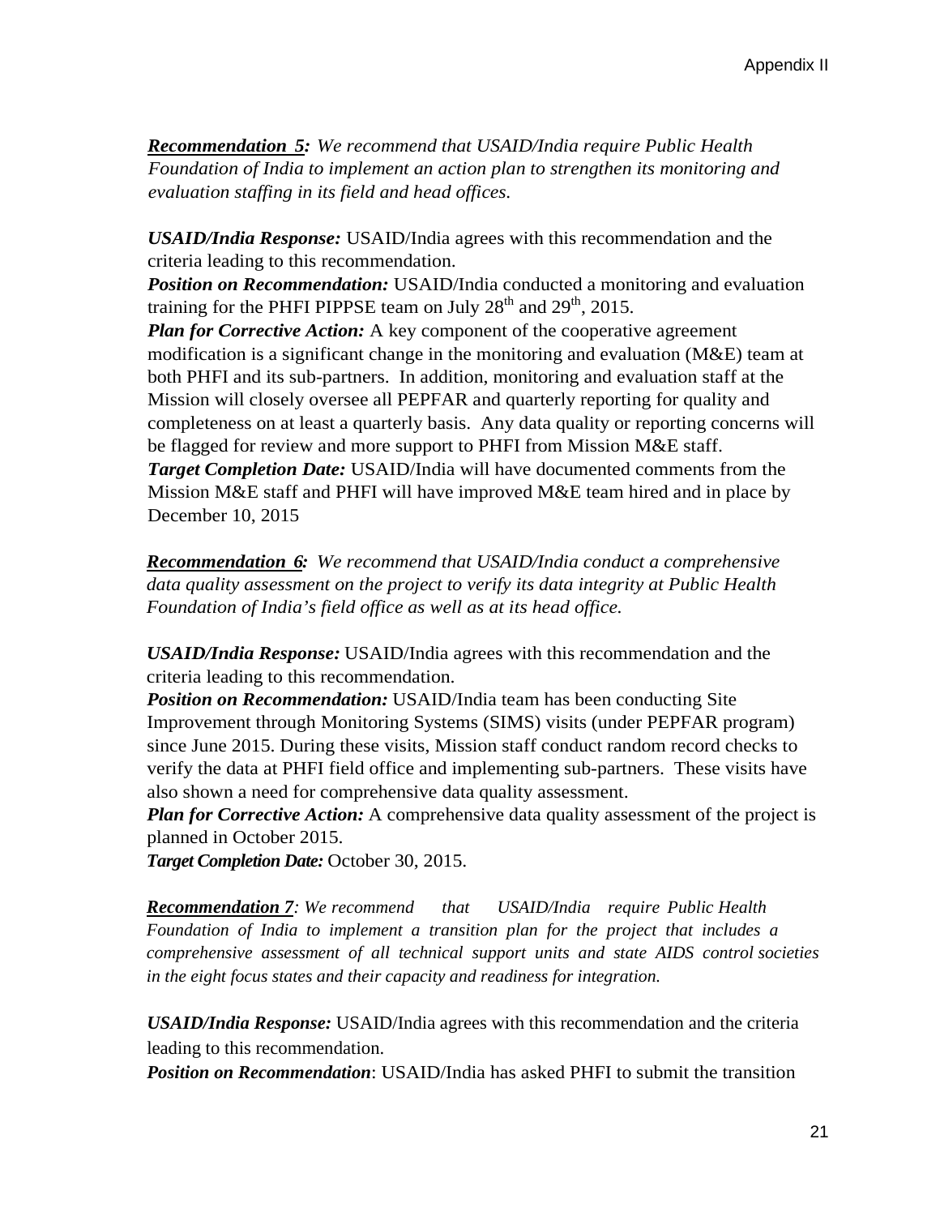***Recommendation 5:*** *We recommend that USAID/India require Public Health Foundation of India to implement an action plan to strengthen its monitoring and evaluation staffing in its field and head offices.*

***USAID/India Response:*** USAID/India agrees with this recommendation and the criteria leading to this recommendation.
***Position on Recommendation:*** USAID/India conducted a monitoring and evaluation training for the PHFI PIPPSE team on July 28th and 29th, 2015.
***Plan for Corrective Action:*** A key component of the cooperative agreement modification is a significant change in the monitoring and evaluation (M&E) team at both PHFI and its sub-partners. In addition, monitoring and evaluation staff at the Mission will closely oversee all PEPFAR and quarterly reporting for quality and completeness on at least a quarterly basis. Any data quality or reporting concerns will be flagged for review and more support to PHFI from Mission M&E staff.
***Target Completion Date:*** USAID/India will have documented comments from the Mission M&E staff and PHFI will have improved M&E team hired and in place by December 10, 2015

***Recommendation 6:*** *We recommend that USAID/India conduct a comprehensive data quality assessment on the project to verify its data integrity at Public Health Foundation of India's field office as well as at its head office.*

***USAID/India Response:*** USAID/India agrees with this recommendation and the criteria leading to this recommendation.
***Position on Recommendation:*** USAID/India team has been conducting Site Improvement through Monitoring Systems (SIMS) visits (under PEPFAR program) since June 2015. During these visits, Mission staff conduct random record checks to verify the data at PHFI field office and implementing sub-partners. These visits have also shown a need for comprehensive data quality assessment.
***Plan for Corrective Action:*** A comprehensive data quality assessment of the project is planned in October 2015.
***Target Completion Date:*** October 30, 2015.

***Recommendation 7****: We recommend that USAID/India require Public Health Foundation of India to implement a transition plan for the project that includes a comprehensive assessment of all technical support units and state AIDS control societies in the eight focus states and their capacity and readiness for integration.*

***USAID/India Response:*** USAID/India agrees with this recommendation and the criteria leading to this recommendation.
***Position on Recommendation***: USAID/India has asked PHFI to submit the transition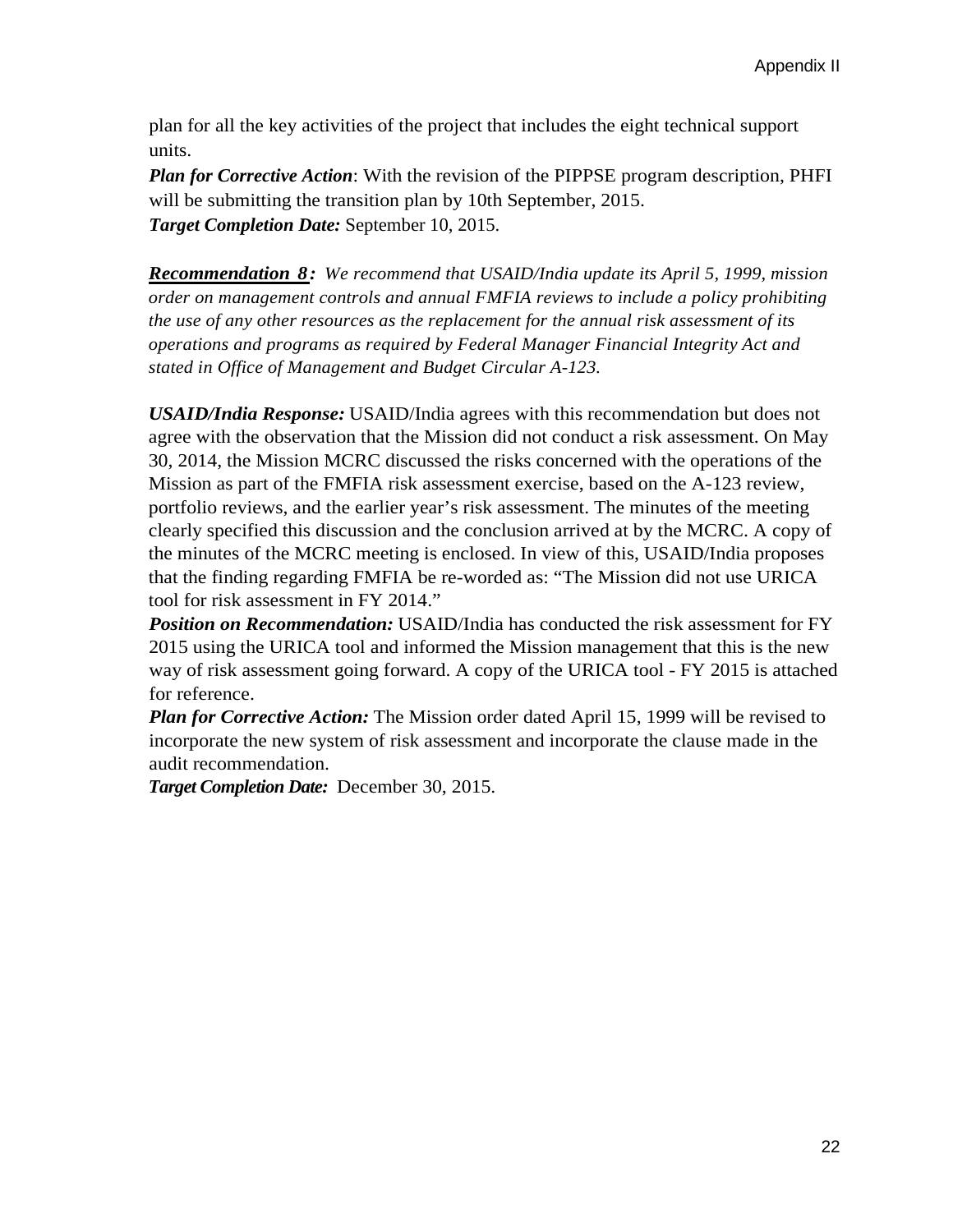plan for all the key activities of the project that includes the eight technical support units.

***Plan for Corrective Action***: With the revision of the PIPPSE program description, PHFI will be submitting the transition plan by 10th September, 2015.

***Target Completion Date:*** September 10, 2015.

***Recommendation 8:*** *We recommend that USAID/India update its April 5, 1999, mission order on management controls and annual FMFIA reviews to include a policy prohibiting the use of any other resources as the replacement for the annual risk assessment of its operations and programs as required by Federal Manager Financial Integrity Act and stated in Office of Management and Budget Circular A-123.*

***USAID/India Response:*** USAID/India agrees with this recommendation but does not agree with the observation that the Mission did not conduct a risk assessment. On May 30, 2014, the Mission MCRC discussed the risks concerned with the operations of the Mission as part of the FMFIA risk assessment exercise, based on the A-123 review, portfolio reviews, and the earlier year's risk assessment. The minutes of the meeting clearly specified this discussion and the conclusion arrived at by the MCRC. A copy of the minutes of the MCRC meeting is enclosed. In view of this, USAID/India proposes that the finding regarding FMFIA be re-worded as: "The Mission did not use URICA tool for risk assessment in FY 2014."

***Position on Recommendation:*** USAID/India has conducted the risk assessment for FY 2015 using the URICA tool and informed the Mission management that this is the new way of risk assessment going forward. A copy of the URICA tool - FY 2015 is attached for reference.

***Plan for Corrective Action:*** The Mission order dated April 15, 1999 will be revised to incorporate the new system of risk assessment and incorporate the clause made in the audit recommendation.

***Target Completion Date:*** December 30, 2015.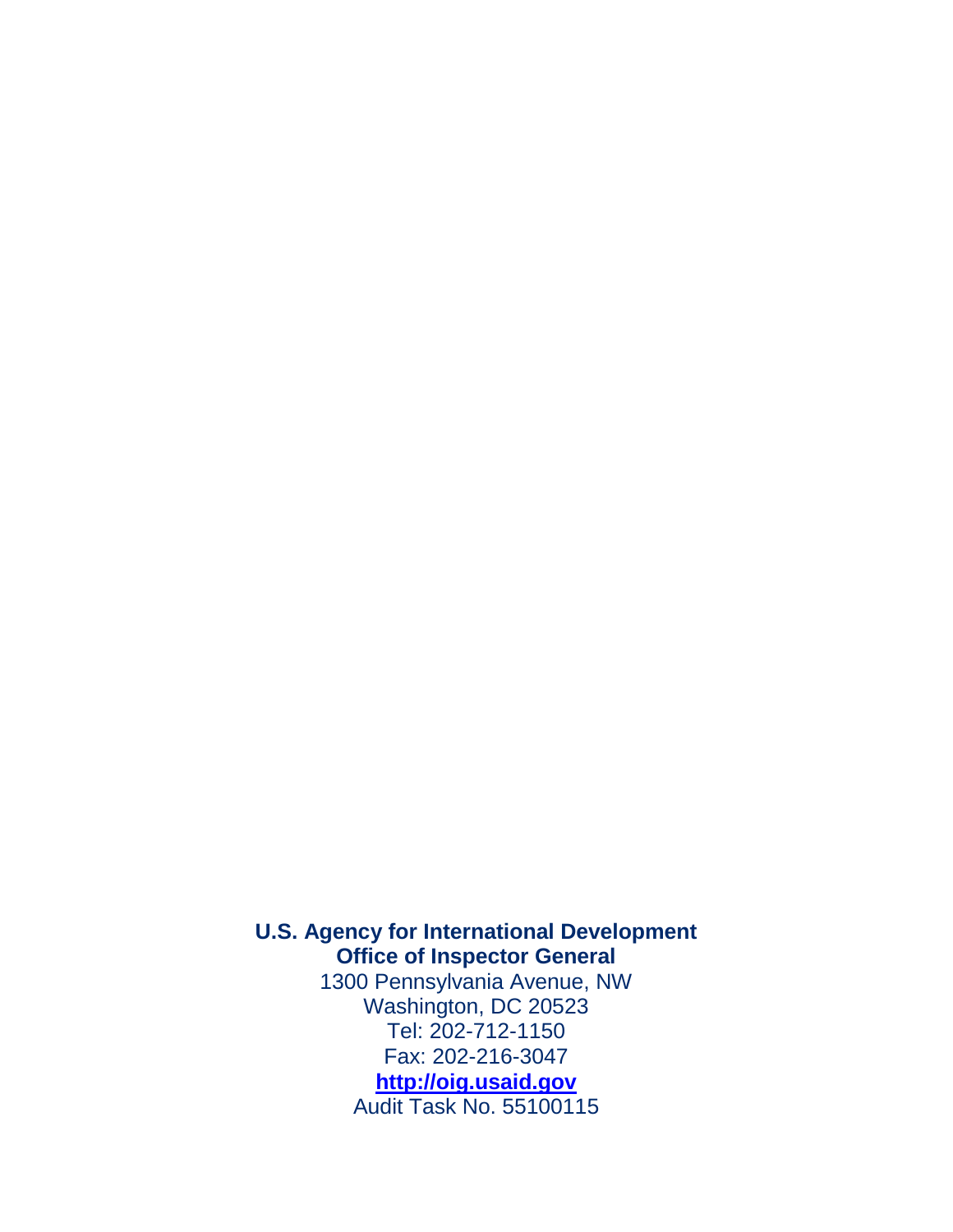**U.S. Agency for International Development**
**Office of Inspector General**
1300 Pennsylvania Avenue, NW
Washington, DC 20523
Tel: 202-712-1150
Fax: 202-216-3047
**http://oig.usaid.gov**
Audit Task No. 55100115